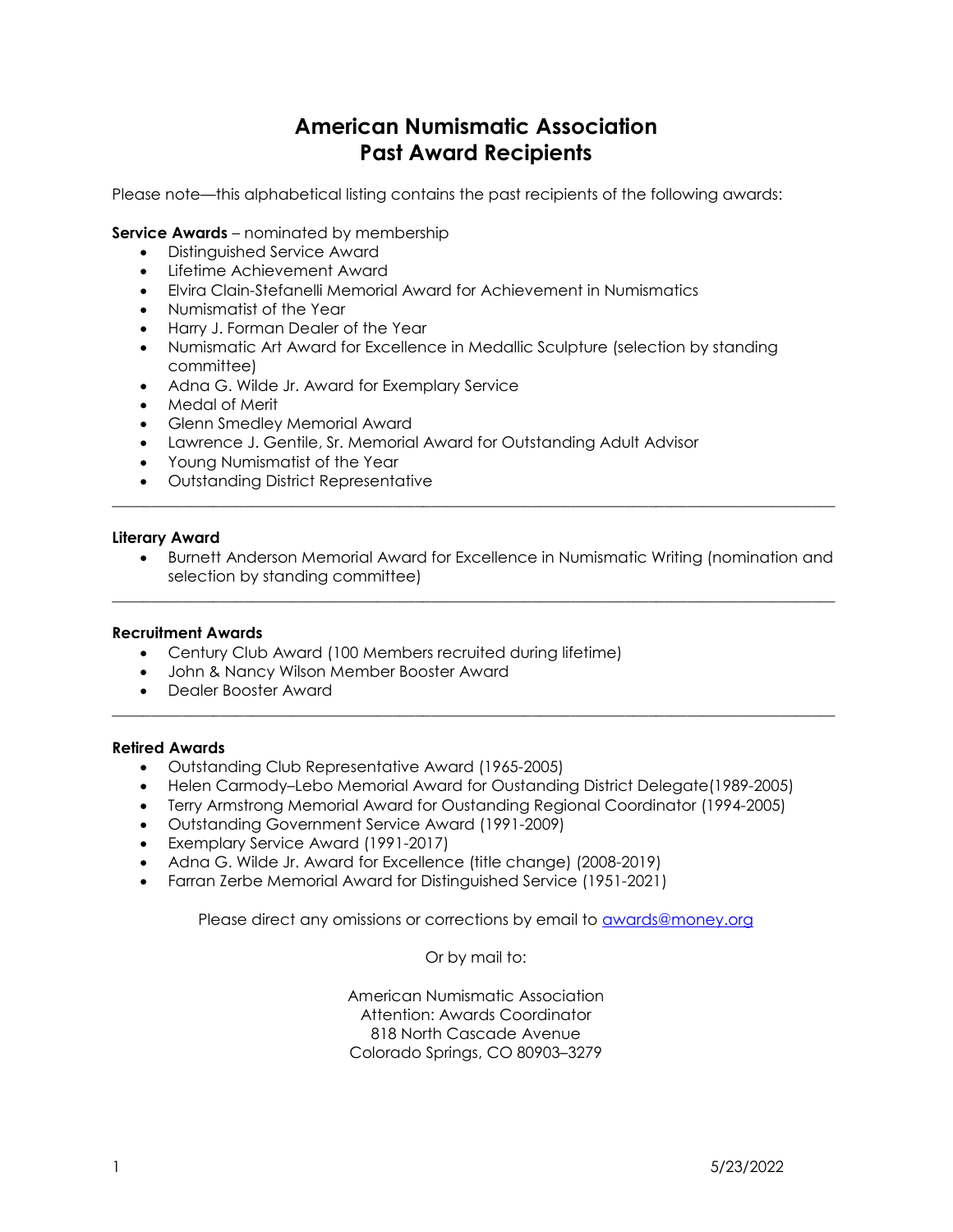# American Numismatic Association
# Past Award Recipients

Please note—this alphabetical listing contains the past recipients of the following awards:

**Service Awards** – nominated by membership

- Distinguished Service Award
- Lifetime Achievement Award
- Elvira Clain-Stefanelli Memorial Award for Achievement in Numismatics
- Numismatist of the Year
- Harry J. Forman Dealer of the Year
- Numismatic Art Award for Excellence in Medallic Sculpture (selection by standing committee)
- Adna G. Wilde Jr. Award for Exemplary Service
- Medal of Merit
- Glenn Smedley Memorial Award
- Lawrence J. Gentile, Sr. Memorial Award for Outstanding Adult Advisor
- Young Numismatist of the Year
- Outstanding District Representative

---

**Literary Award**

- Burnett Anderson Memorial Award for Excellence in Numismatic Writing (nomination and selection by standing committee)

---

**Recruitment Awards**

- Century Club Award (100 Members recruited during lifetime)
- John & Nancy Wilson Member Booster Award
- Dealer Booster Award

---

**Retired Awards**

- Outstanding Club Representative Award (1965-2005)
- Helen Carmody–Lebo Memorial Award for Oustanding District Delegate(1989-2005)
- Terry Armstrong Memorial Award for Oustanding Regional Coordinator (1994-2005)
- Outstanding Government Service Award (1991-2009)
- Exemplary Service Award (1991-2017)
- Adna G. Wilde Jr. Award for Excellence (title change) (2008-2019)
- Farran Zerbe Memorial Award for Distinguished Service (1951-2021)

Please direct any omissions or corrections by email to awards@money.org

Or by mail to:

American Numismatic Association
Attention: Awards Coordinator
818 North Cascade Avenue
Colorado Springs, CO 80903–3279

5/23/2022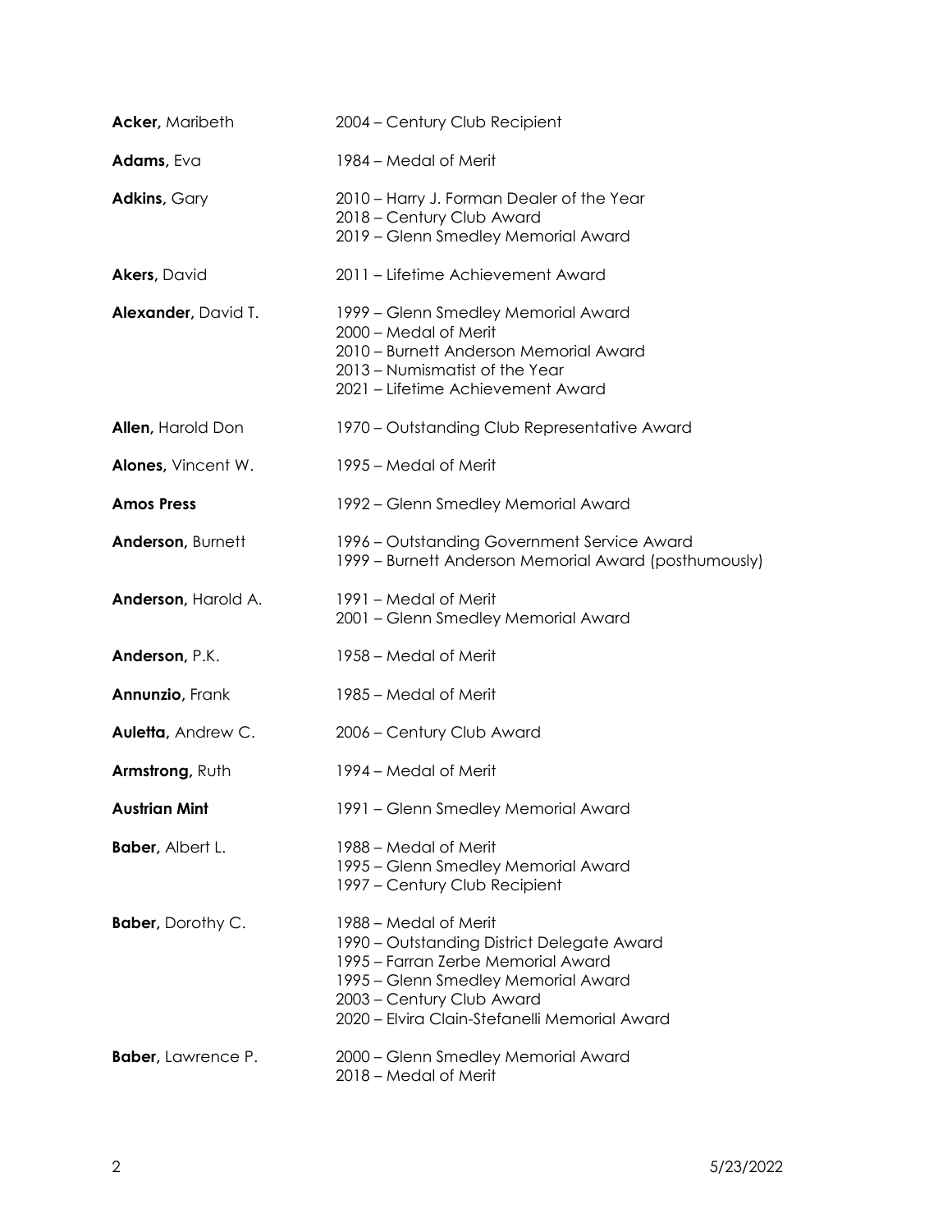**Acker,** Maribeth — 2004 – Century Club Recipient

**Adams,** Eva — 1984 – Medal of Merit

**Adkins,** Gary — 2010 – Harry J. Forman Dealer of the Year
2018 – Century Club Award
2019 – Glenn Smedley Memorial Award

**Akers,** David — 2011 – Lifetime Achievement Award

**Alexander,** David T. — 1999 – Glenn Smedley Memorial Award
2000 – Medal of Merit
2010 – Burnett Anderson Memorial Award
2013 – Numismatist of the Year
2021 – Lifetime Achievement Award

**Allen,** Harold Don — 1970 – Outstanding Club Representative Award

**Alones,** Vincent W. — 1995 – Medal of Merit

**Amos Press** — 1992 – Glenn Smedley Memorial Award

**Anderson,** Burnett — 1996 – Outstanding Government Service Award
1999 – Burnett Anderson Memorial Award (posthumously)

**Anderson,** Harold A. — 1991 – Medal of Merit
2001 – Glenn Smedley Memorial Award

**Anderson,** P.K. — 1958 – Medal of Merit

**Annunzio,** Frank — 1985 – Medal of Merit

**Auletta,** Andrew C. — 2006 – Century Club Award

**Armstrong,** Ruth — 1994 – Medal of Merit

**Austrian Mint** — 1991 – Glenn Smedley Memorial Award

**Baber,** Albert L. — 1988 – Medal of Merit
1995 – Glenn Smedley Memorial Award
1997 – Century Club Recipient

**Baber,** Dorothy C. — 1988 – Medal of Merit
1990 – Outstanding District Delegate Award
1995 – Farran Zerbe Memorial Award
1995 – Glenn Smedley Memorial Award
2003 – Century Club Award
2020 – Elvira Clain-Stefanelli Memorial Award

**Baber,** Lawrence P. — 2000 – Glenn Smedley Memorial Award
2018 – Medal of Merit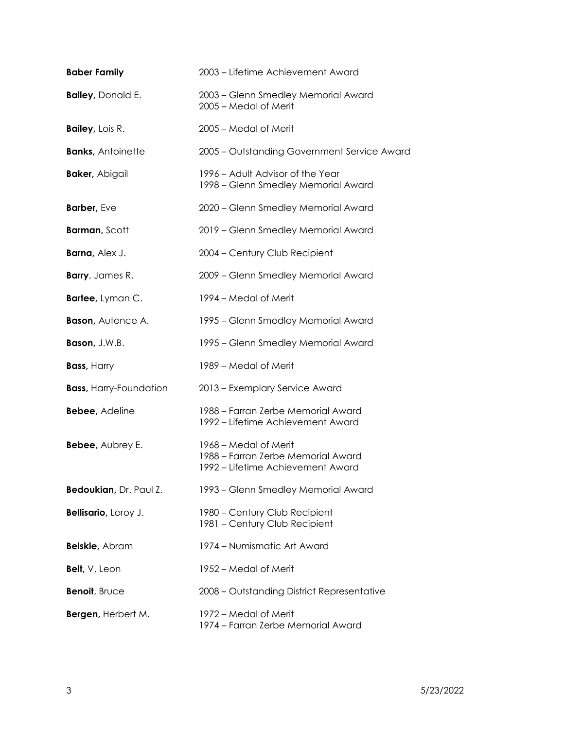| | |
|---|---|
| **Baber Family** | 2003 – Lifetime Achievement Award |
| **Bailey,** Donald E. | 2003 – Glenn Smedley Memorial Award<br>2005 – Medal of Merit |
| **Bailey,** Lois R. | 2005 – Medal of Merit |
| **Banks,** Antoinette | 2005 – Outstanding Government Service Award |
| **Baker,** Abigail | 1996 – Adult Advisor of the Year<br>1998 – Glenn Smedley Memorial Award |
| **Barber,** Eve | 2020 – Glenn Smedley Memorial Award |
| **Barman,** Scott | 2019 – Glenn Smedley Memorial Award |
| **Barna,** Alex J. | 2004 – Century Club Recipient |
| **Barry**, James R. | 2009 – Glenn Smedley Memorial Award |
| **Bartee,** Lyman C. | 1994 – Medal of Merit |
| **Bason,** Autence A. | 1995 – Glenn Smedley Memorial Award |
| **Bason,** J.W.B. | 1995 – Glenn Smedley Memorial Award |
| **Bass,** Harry | 1989 – Medal of Merit |
| **Bass,** Harry-Foundation | 2013 – Exemplary Service Award |
| **Bebee,** Adeline | 1988 – Farran Zerbe Memorial Award<br>1992 – Lifetime Achievement Award |
| **Bebee,** Aubrey E. | 1968 – Medal of Merit<br>1988 – Farran Zerbe Memorial Award<br>1992 – Lifetime Achievement Award |
| **Bedoukian,** Dr. Paul Z. | 1993 – Glenn Smedley Memorial Award |
| **Bellisario,** Leroy J. | 1980 – Century Club Recipient<br>1981 – Century Club Recipient |
| **Belskie,** Abram | 1974 – Numismatic Art Award |
| **Belt,** V. Leon | 1952 – Medal of Merit |
| **Benoit**, Bruce | 2008 – Outstanding District Representative |
| **Bergen,** Herbert M. | 1972 – Medal of Merit<br>1974 – Farran Zerbe Memorial Award |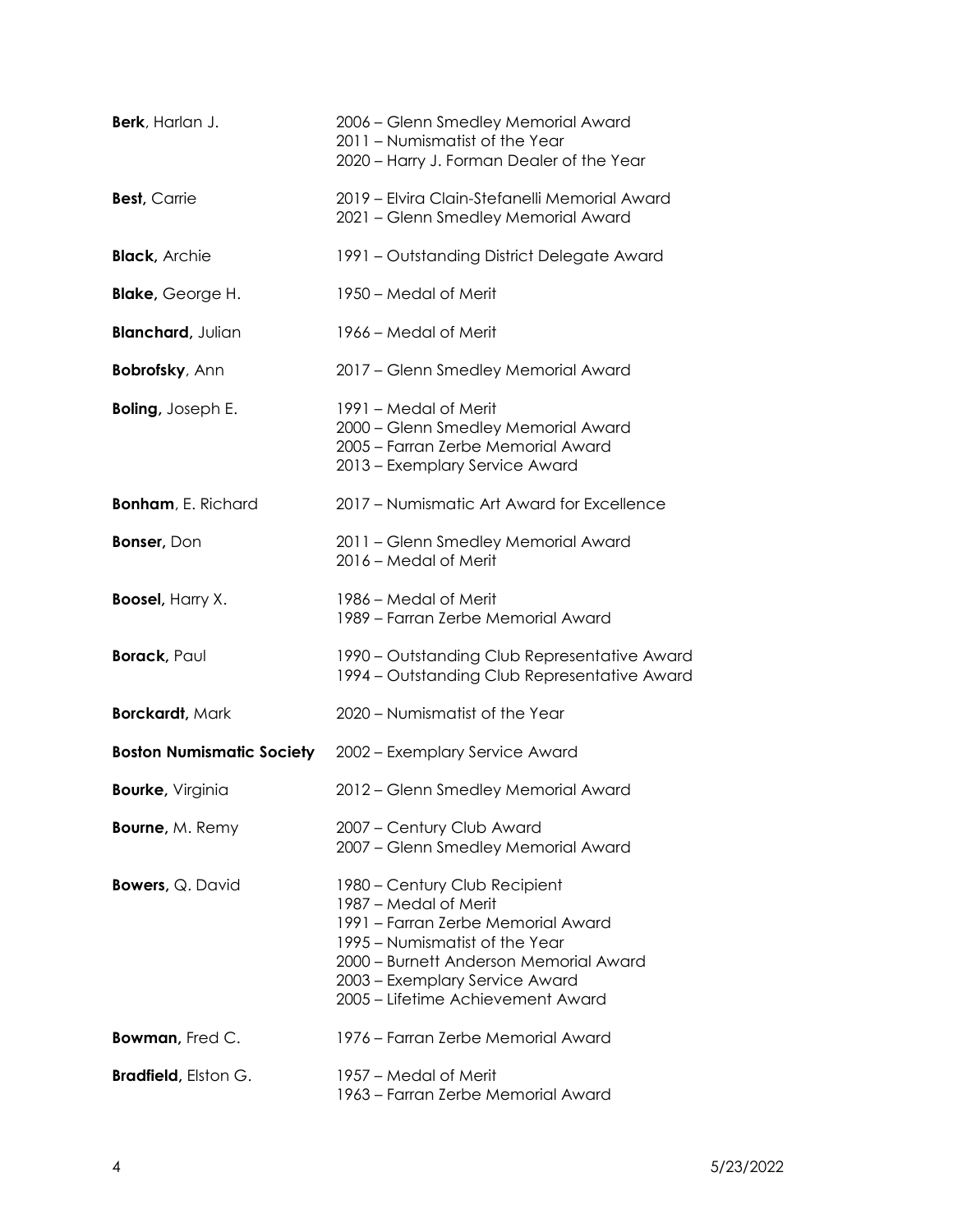**Berk**, Harlan J.
2006 – Glenn Smedley Memorial Award
2011 – Numismatist of the Year
2020 – Harry J. Forman Dealer of the Year

**Best,** Carrie
2019 – Elvira Clain-Stefanelli Memorial Award
2021 – Glenn Smedley Memorial Award

**Black,** Archie
1991 – Outstanding District Delegate Award

**Blake,** George H.
1950 – Medal of Merit

**Blanchard,** Julian
1966 – Medal of Merit

**Bobrofsky**, Ann
2017 – Glenn Smedley Memorial Award

**Boling,** Joseph E.
1991 – Medal of Merit
2000 – Glenn Smedley Memorial Award
2005 – Farran Zerbe Memorial Award
2013 – Exemplary Service Award

**Bonham**, E. Richard
2017 – Numismatic Art Award for Excellence

**Bonser,** Don
2011 – Glenn Smedley Memorial Award
2016 – Medal of Merit

**Boosel,** Harry X.
1986 – Medal of Merit
1989 – Farran Zerbe Memorial Award

**Borack,** Paul
1990 – Outstanding Club Representative Award
1994 – Outstanding Club Representative Award

**Borckardt,** Mark
2020 – Numismatist of the Year

**Boston Numismatic Society**
2002 – Exemplary Service Award

**Bourke,** Virginia
2012 – Glenn Smedley Memorial Award

**Bourne,** M. Remy
2007 – Century Club Award
2007 – Glenn Smedley Memorial Award

**Bowers,** Q. David
1980 – Century Club Recipient
1987 – Medal of Merit
1991 – Farran Zerbe Memorial Award
1995 – Numismatist of the Year
2000 – Burnett Anderson Memorial Award
2003 – Exemplary Service Award
2005 – Lifetime Achievement Award

**Bowman,** Fred C.
1976 – Farran Zerbe Memorial Award

**Bradfield,** Elston G.
1957 – Medal of Merit
1963 – Farran Zerbe Memorial Award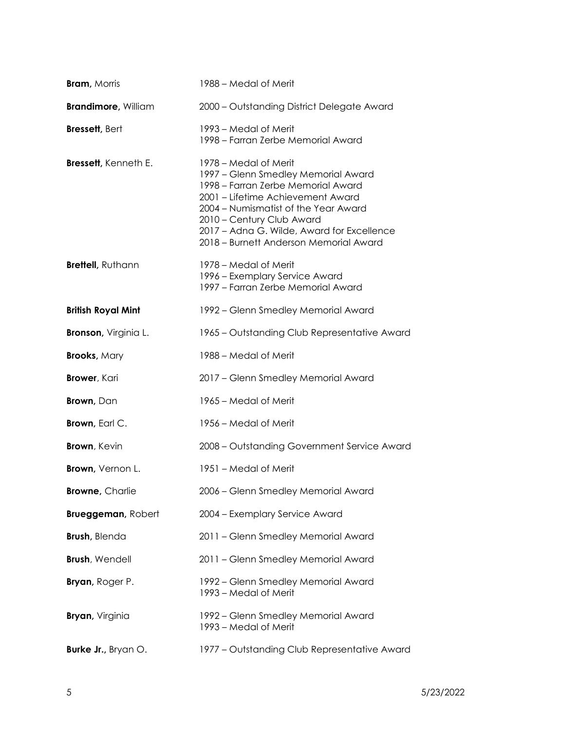| | |
|---|---|
| **Bram,** Morris | 1988 – Medal of Merit |
| **Brandimore,** William | 2000 – Outstanding District Delegate Award |
| **Bressett,** Bert | 1993 – Medal of Merit<br>1998 – Farran Zerbe Memorial Award |
| **Bressett,** Kenneth E. | 1978 – Medal of Merit<br>1997 – Glenn Smedley Memorial Award<br>1998 – Farran Zerbe Memorial Award<br>2001 – Lifetime Achievement Award<br>2004 – Numismatist of the Year Award<br>2010 – Century Club Award<br>2017 – Adna G. Wilde, Award for Excellence<br>2018 – Burnett Anderson Memorial Award |
| **Brettell,** Ruthann | 1978 – Medal of Merit<br>1996 – Exemplary Service Award<br>1997 – Farran Zerbe Memorial Award |
| **British Royal Mint** | 1992 – Glenn Smedley Memorial Award |
| **Bronson,** Virginia L. | 1965 – Outstanding Club Representative Award |
| **Brooks,** Mary | 1988 – Medal of Merit |
| **Brower**, Kari | 2017 – Glenn Smedley Memorial Award |
| **Brown,** Dan | 1965 – Medal of Merit |
| **Brown,** Earl C. | 1956 – Medal of Merit |
| **Brown**, Kevin | 2008 – Outstanding Government Service Award |
| **Brown,** Vernon L. | 1951 – Medal of Merit |
| **Browne,** Charlie | 2006 – Glenn Smedley Memorial Award |
| **Brueggeman,** Robert | 2004 – Exemplary Service Award |
| **Brush,** Blenda | 2011 – Glenn Smedley Memorial Award |
| **Brush**, Wendell | 2011 – Glenn Smedley Memorial Award |
| **Bryan,** Roger P. | 1992 – Glenn Smedley Memorial Award<br>1993 – Medal of Merit |
| **Bryan,** Virginia | 1992 – Glenn Smedley Memorial Award<br>1993 – Medal of Merit |
| **Burke Jr.,** Bryan O. | 1977 – Outstanding Club Representative Award |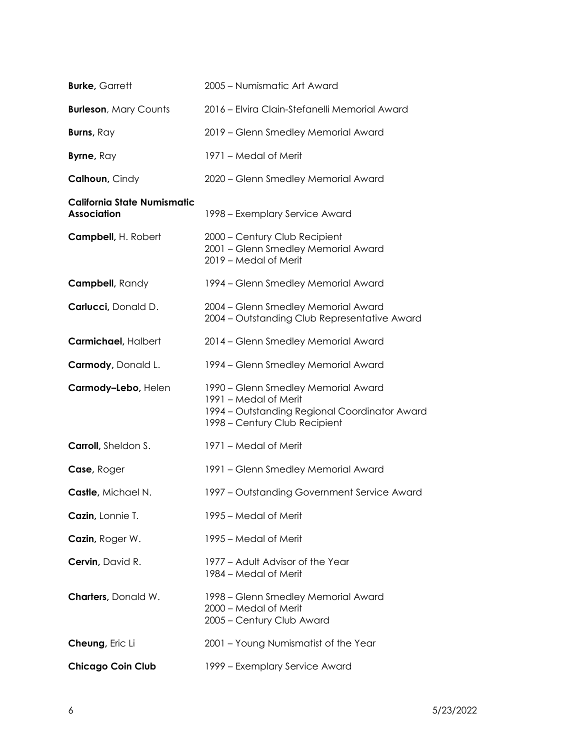| | |
|---|---|
| **Burke,** Garrett | 2005 – Numismatic Art Award |
| **Burleson**, Mary Counts | 2016 – Elvira Clain-Stefanelli Memorial Award |
| **Burns,** Ray | 2019 – Glenn Smedley Memorial Award |
| **Byrne,** Ray | 1971 – Medal of Merit |
| **Calhoun,** Cindy | 2020 – Glenn Smedley Memorial Award |
| **California State Numismatic Association** | 1998 – Exemplary Service Award |
| **Campbell,** H. Robert | 2000 – Century Club Recipient<br>2001 – Glenn Smedley Memorial Award<br>2019 – Medal of Merit |
| **Campbell,** Randy | 1994 – Glenn Smedley Memorial Award |
| **Carlucci,** Donald D. | 2004 – Glenn Smedley Memorial Award<br>2004 – Outstanding Club Representative Award |
| **Carmichael,** Halbert | 2014 – Glenn Smedley Memorial Award |
| **Carmody,** Donald L. | 1994 – Glenn Smedley Memorial Award |
| **Carmody–Lebo,** Helen | 1990 – Glenn Smedley Memorial Award<br>1991 – Medal of Merit<br>1994 – Outstanding Regional Coordinator Award<br>1998 – Century Club Recipient |
| **Carroll,** Sheldon S. | 1971 – Medal of Merit |
| **Case,** Roger | 1991 – Glenn Smedley Memorial Award |
| **Castle,** Michael N. | 1997 – Outstanding Government Service Award |
| **Cazin,** Lonnie T. | 1995 – Medal of Merit |
| **Cazin,** Roger W. | 1995 – Medal of Merit |
| **Cervin,** David R. | 1977 – Adult Advisor of the Year<br>1984 – Medal of Merit |
| **Charters,** Donald W. | 1998 – Glenn Smedley Memorial Award<br>2000 – Medal of Merit<br>2005 – Century Club Award |
| **Cheung,** Eric Li | 2001 – Young Numismatist of the Year |
| **Chicago Coin Club** | 1999 – Exemplary Service Award |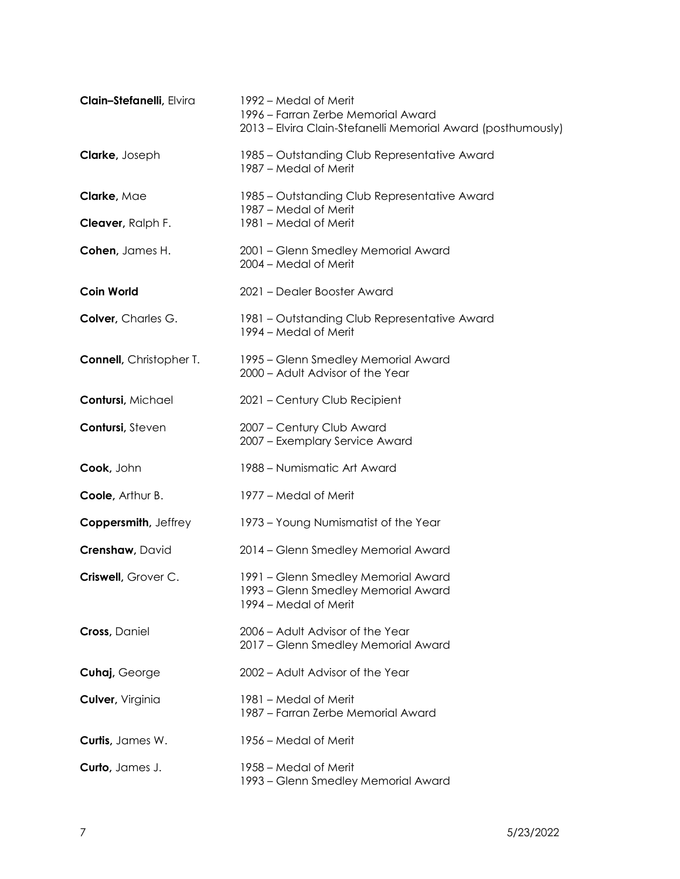**Clain–Stefanelli,** Elvira
1992 – Medal of Merit
1996 – Farran Zerbe Memorial Award
2013 – Elvira Clain-Stefanelli Memorial Award (posthumously)

**Clarke,** Joseph
1985 – Outstanding Club Representative Award
1987 – Medal of Merit

**Clarke,** Mae
1985 – Outstanding Club Representative Award
1987 – Medal of Merit

**Cleaver,** Ralph F.
1981 – Medal of Merit

**Cohen,** James H.
2001 – Glenn Smedley Memorial Award
2004 – Medal of Merit

**Coin World**
2021 – Dealer Booster Award

**Colver,** Charles G.
1981 – Outstanding Club Representative Award
1994 – Medal of Merit

**Connell,** Christopher T.
1995 – Glenn Smedley Memorial Award
2000 – Adult Advisor of the Year

**Contursi,** Michael
2021 – Century Club Recipient

**Contursi,** Steven
2007 – Century Club Award
2007 – Exemplary Service Award

**Cook,** John
1988 – Numismatic Art Award

**Coole,** Arthur B.
1977 – Medal of Merit

**Coppersmith,** Jeffrey
1973 – Young Numismatist of the Year

**Crenshaw,** David
2014 – Glenn Smedley Memorial Award

**Criswell,** Grover C.
1991 – Glenn Smedley Memorial Award
1993 – Glenn Smedley Memorial Award
1994 – Medal of Merit

**Cross,** Daniel
2006 – Adult Advisor of the Year
2017 – Glenn Smedley Memorial Award

**Cuhaj,** George
2002 – Adult Advisor of the Year

**Culver,** Virginia
1981 – Medal of Merit
1987 – Farran Zerbe Memorial Award

**Curtis,** James W.
1956 – Medal of Merit

**Curto,** James J.
1958 – Medal of Merit
1993 – Glenn Smedley Memorial Award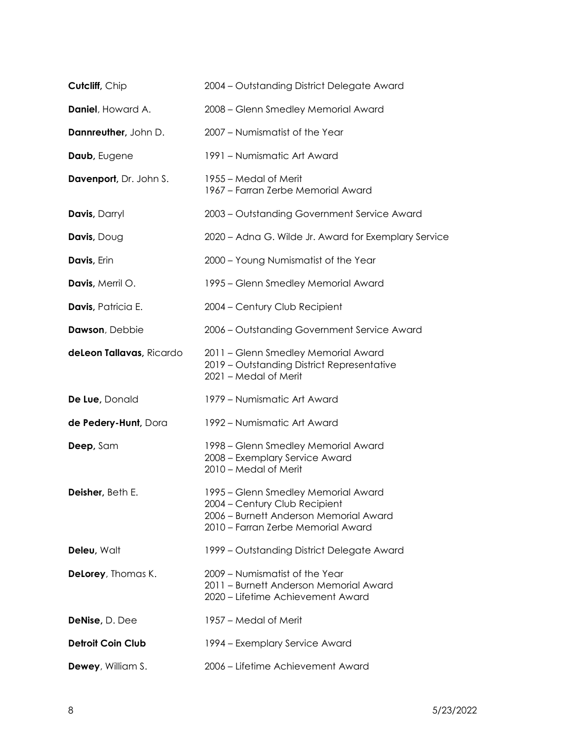| | |
|---|---|
| **Cutcliff,** Chip | 2004 – Outstanding District Delegate Award |
| **Daniel**, Howard A. | 2008 – Glenn Smedley Memorial Award |
| **Dannreuther,** John D. | 2007 – Numismatist of the Year |
| **Daub,** Eugene | 1991 – Numismatic Art Award |
| **Davenport,** Dr. John S. | 1955 – Medal of Merit<br>1967 – Farran Zerbe Memorial Award |
| **Davis,** Darryl | 2003 – Outstanding Government Service Award |
| **Davis,** Doug | 2020 – Adna G. Wilde Jr. Award for Exemplary Service |
| **Davis,** Erin | 2000 – Young Numismatist of the Year |
| **Davis,** Merril O. | 1995 – Glenn Smedley Memorial Award |
| **Davis,** Patricia E. | 2004 – Century Club Recipient |
| **Dawson**, Debbie | 2006 – Outstanding Government Service Award |
| **deLeon Tallavas,** Ricardo | 2011 – Glenn Smedley Memorial Award<br>2019 – Outstanding District Representative<br>2021 – Medal of Merit |
| **De Lue,** Donald | 1979 – Numismatic Art Award |
| **de Pedery-Hunt,** Dora | 1992 – Numismatic Art Award |
| **Deep,** Sam | 1998 – Glenn Smedley Memorial Award<br>2008 – Exemplary Service Award<br>2010 – Medal of Merit |
| **Deisher,** Beth E. | 1995 – Glenn Smedley Memorial Award<br>2004 – Century Club Recipient<br>2006 – Burnett Anderson Memorial Award<br>2010 – Farran Zerbe Memorial Award |
| **Deleu,** Walt | 1999 – Outstanding District Delegate Award |
| **DeLorey**, Thomas K. | 2009 – Numismatist of the Year<br>2011 – Burnett Anderson Memorial Award<br>2020 – Lifetime Achievement Award |
| **DeNise,** D. Dee | 1957 – Medal of Merit |
| **Detroit Coin Club** | 1994 – Exemplary Service Award |
| **Dewey**, William S. | 2006 – Lifetime Achievement Award |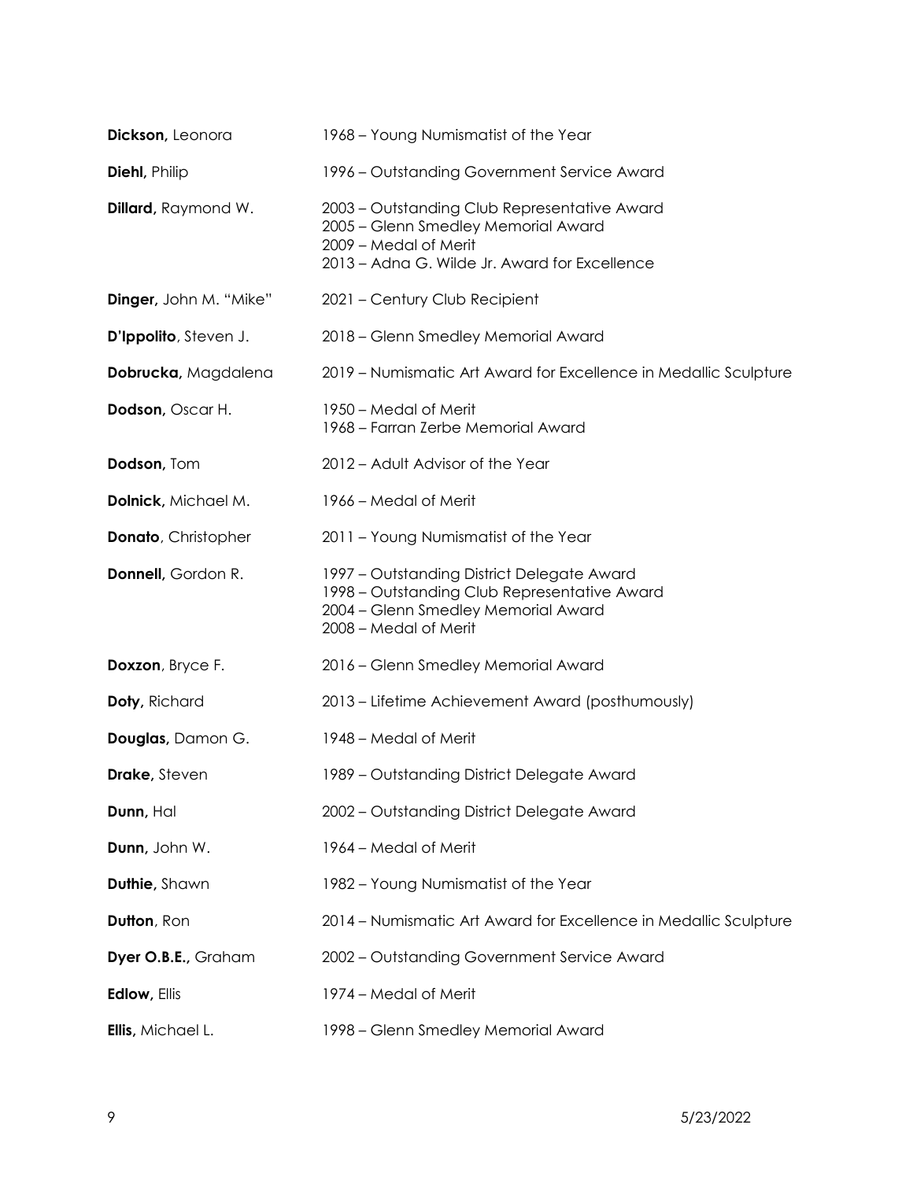**Dickson,** Leonora — 1968 – Young Numismatist of the Year

**Diehl,** Philip — 1996 – Outstanding Government Service Award

**Dillard,** Raymond W. — 2003 – Outstanding Club Representative Award
2005 – Glenn Smedley Memorial Award
2009 – Medal of Merit
2013 – Adna G. Wilde Jr. Award for Excellence

**Dinger,** John M. "Mike" — 2021 – Century Club Recipient

**D'Ippolito**, Steven J. — 2018 – Glenn Smedley Memorial Award

**Dobrucka,** Magdalena — 2019 – Numismatic Art Award for Excellence in Medallic Sculpture

**Dodson,** Oscar H. — 1950 – Medal of Merit
1968 – Farran Zerbe Memorial Award

**Dodson,** Tom — 2012 – Adult Advisor of the Year

**Dolnick,** Michael M. — 1966 – Medal of Merit

**Donato**, Christopher — 2011 – Young Numismatist of the Year

**Donnell,** Gordon R. — 1997 – Outstanding District Delegate Award
1998 – Outstanding Club Representative Award
2004 – Glenn Smedley Memorial Award
2008 – Medal of Merit

**Doxzon**, Bryce F. — 2016 – Glenn Smedley Memorial Award

**Doty,** Richard — 2013 – Lifetime Achievement Award (posthumously)

**Douglas,** Damon G. — 1948 – Medal of Merit

**Drake,** Steven — 1989 – Outstanding District Delegate Award

**Dunn,** Hal — 2002 – Outstanding District Delegate Award

**Dunn,** John W. — 1964 – Medal of Merit

**Duthie,** Shawn — 1982 – Young Numismatist of the Year

**Dutton**, Ron — 2014 – Numismatic Art Award for Excellence in Medallic Sculpture

**Dyer O.B.E.,** Graham — 2002 – Outstanding Government Service Award

**Edlow,** Ellis — 1974 – Medal of Merit

**Ellis,** Michael L. — 1998 – Glenn Smedley Memorial Award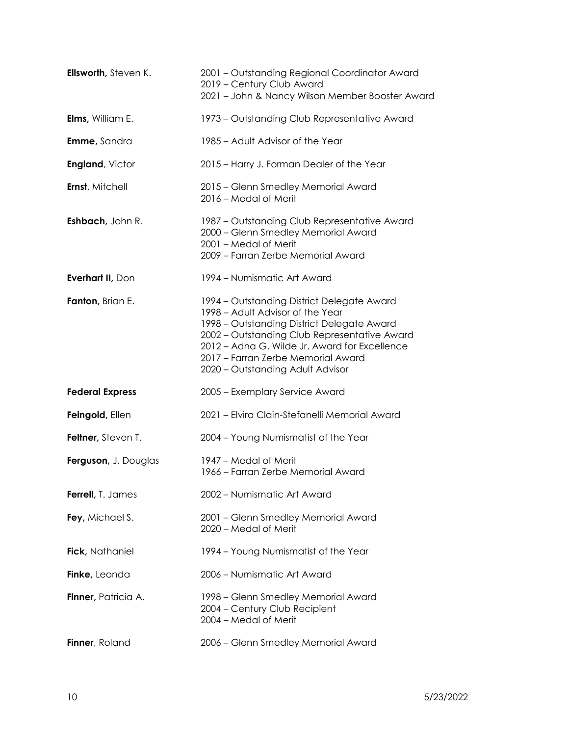**Ellsworth,** Steven K.
- 2001 – Outstanding Regional Coordinator Award
- 2019 – Century Club Award
- 2021 – John & Nancy Wilson Member Booster Award

**Elms,** William E.
- 1973 – Outstanding Club Representative Award

**Emme,** Sandra
- 1985 – Adult Advisor of the Year

**England**, Victor
- 2015 – Harry J. Forman Dealer of the Year

**Ernst**, Mitchell
- 2015 – Glenn Smedley Memorial Award
- 2016 – Medal of Merit

**Eshbach,** John R.
- 1987 – Outstanding Club Representative Award
- 2000 – Glenn Smedley Memorial Award
- 2001 – Medal of Merit
- 2009 – Farran Zerbe Memorial Award

**Everhart II,** Don
- 1994 – Numismatic Art Award

**Fanton,** Brian E.
- 1994 – Outstanding District Delegate Award
- 1998 – Adult Advisor of the Year
- 1998 – Outstanding District Delegate Award
- 2002 – Outstanding Club Representative Award
- 2012 – Adna G. Wilde Jr. Award for Excellence
- 2017 – Farran Zerbe Memorial Award
- 2020 – Outstanding Adult Advisor

**Federal Express**
- 2005 – Exemplary Service Award

**Feingold,** Ellen
- 2021 – Elvira Clain-Stefanelli Memorial Award

**Feltner,** Steven T.
- 2004 – Young Numismatist of the Year

**Ferguson,** J. Douglas
- 1947 – Medal of Merit
- 1966 – Farran Zerbe Memorial Award

**Ferrell,** T. James
- 2002 – Numismatic Art Award

**Fey,** Michael S.
- 2001 – Glenn Smedley Memorial Award
- 2020 – Medal of Merit

**Fick,** Nathaniel
- 1994 – Young Numismatist of the Year

**Finke,** Leonda
- 2006 – Numismatic Art Award

**Finner,** Patricia A.
- 1998 – Glenn Smedley Memorial Award
- 2004 – Century Club Recipient
- 2004 – Medal of Merit

**Finner**, Roland
- 2006 – Glenn Smedley Memorial Award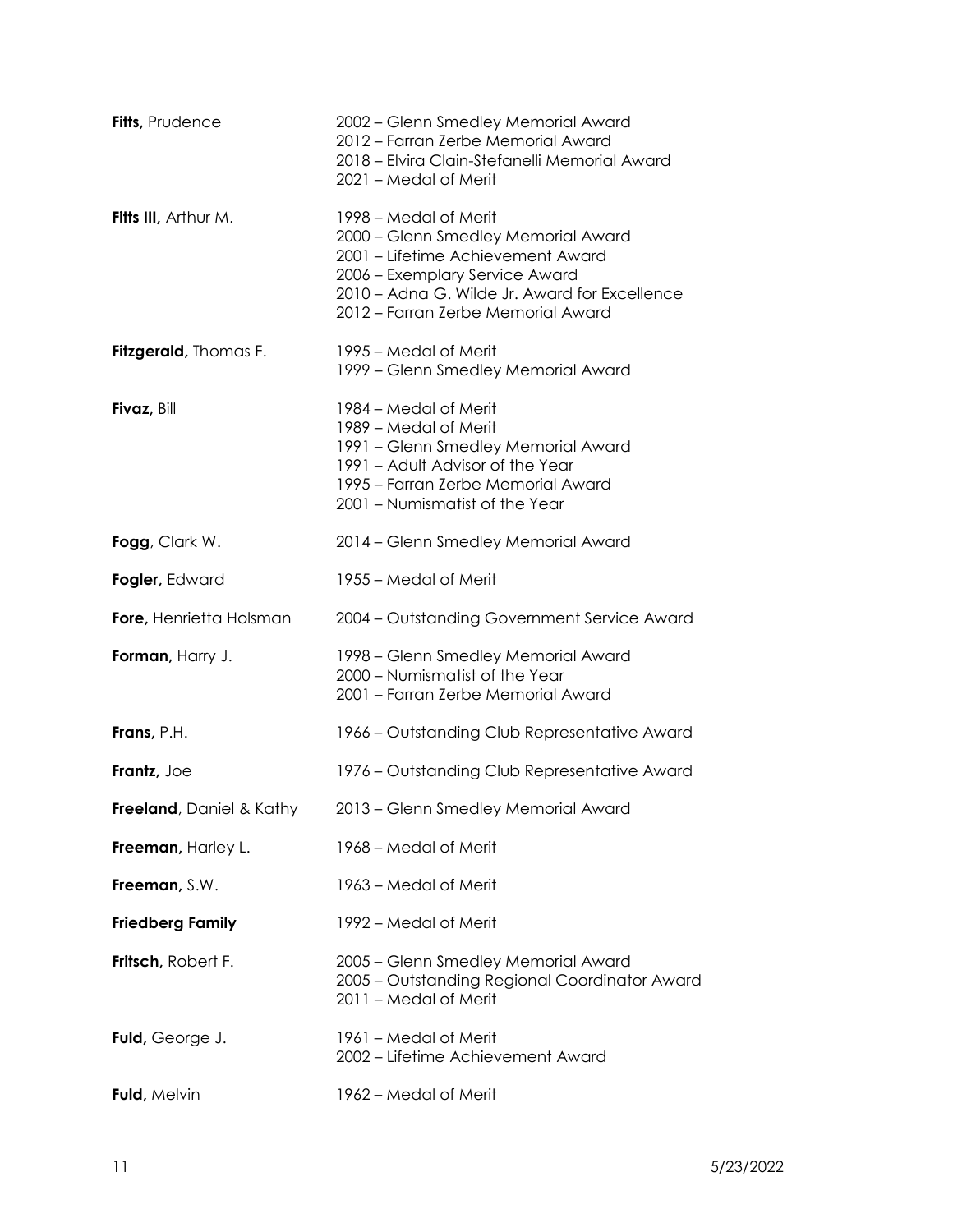**Fitts,** Prudence
2002 – Glenn Smedley Memorial Award
2012 – Farran Zerbe Memorial Award
2018 – Elvira Clain-Stefanelli Memorial Award
2021 – Medal of Merit

**Fitts III,** Arthur M.
1998 – Medal of Merit
2000 – Glenn Smedley Memorial Award
2001 – Lifetime Achievement Award
2006 – Exemplary Service Award
2010 – Adna G. Wilde Jr. Award for Excellence
2012 – Farran Zerbe Memorial Award

**Fitzgerald,** Thomas F.
1995 – Medal of Merit
1999 – Glenn Smedley Memorial Award

**Fivaz,** Bill
1984 – Medal of Merit
1989 – Medal of Merit
1991 – Glenn Smedley Memorial Award
1991 – Adult Advisor of the Year
1995 – Farran Zerbe Memorial Award
2001 – Numismatist of the Year

**Fogg**, Clark W.
2014 – Glenn Smedley Memorial Award

**Fogler,** Edward
1955 – Medal of Merit

**Fore,** Henrietta Holsman
2004 – Outstanding Government Service Award

**Forman,** Harry J.
1998 – Glenn Smedley Memorial Award
2000 – Numismatist of the Year
2001 – Farran Zerbe Memorial Award

**Frans,** P.H.
1966 – Outstanding Club Representative Award

**Frantz,** Joe
1976 – Outstanding Club Representative Award

**Freeland**, Daniel & Kathy
2013 – Glenn Smedley Memorial Award

**Freeman,** Harley L.
1968 – Medal of Merit

**Freeman,** S.W.
1963 – Medal of Merit

**Friedberg Family**
1992 – Medal of Merit

**Fritsch,** Robert F.
2005 – Glenn Smedley Memorial Award
2005 – Outstanding Regional Coordinator Award
2011 – Medal of Merit

**Fuld,** George J.
1961 – Medal of Merit
2002 – Lifetime Achievement Award

**Fuld,** Melvin
1962 – Medal of Merit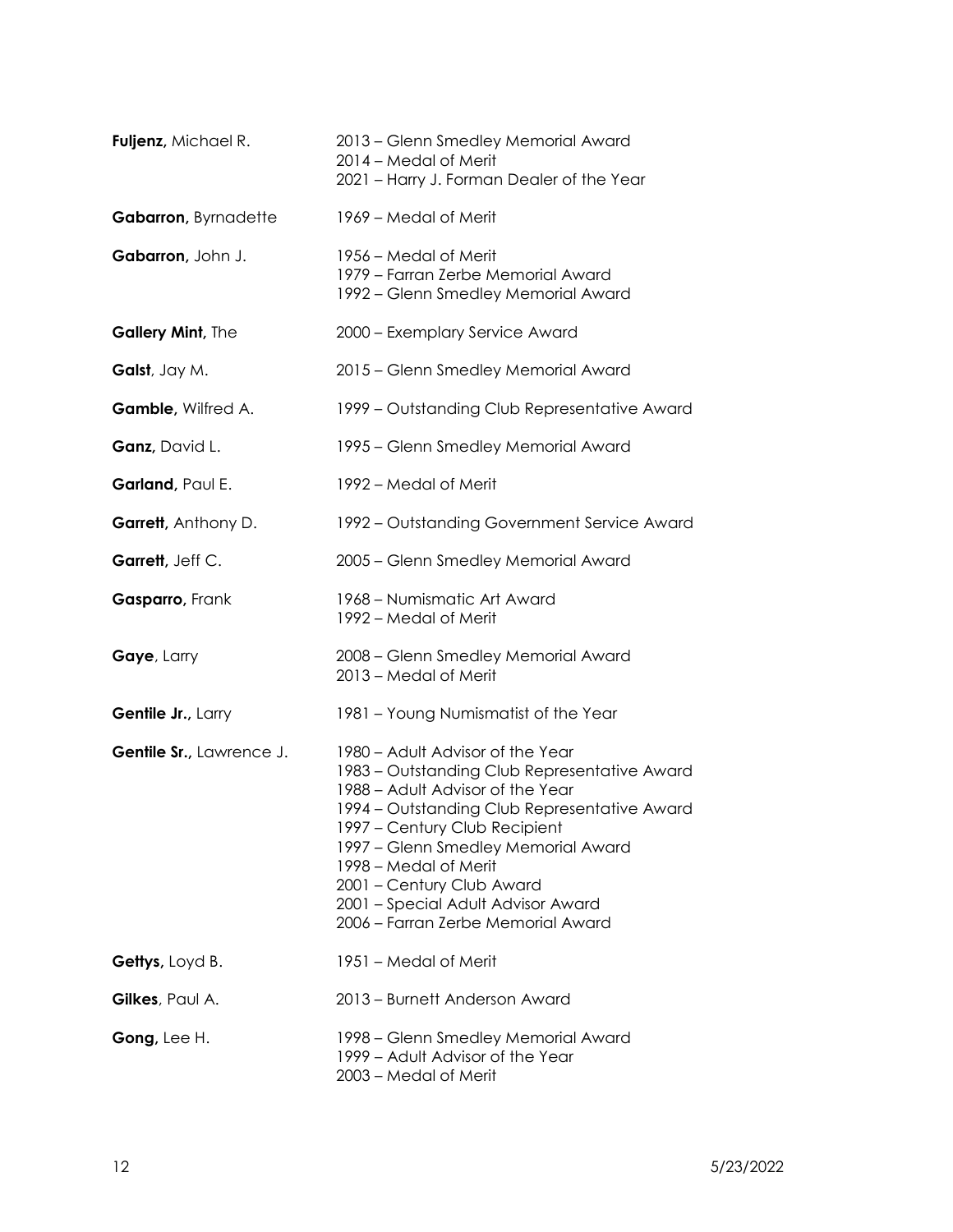**Fuljenz,** Michael R.
- 2013 – Glenn Smedley Memorial Award
- 2014 – Medal of Merit
- 2021 – Harry J. Forman Dealer of the Year

**Gabarron,** Byrnadette
- 1969 – Medal of Merit

**Gabarron,** John J.
- 1956 – Medal of Merit
- 1979 – Farran Zerbe Memorial Award
- 1992 – Glenn Smedley Memorial Award

**Gallery Mint,** The
- 2000 – Exemplary Service Award

**Galst**, Jay M.
- 2015 – Glenn Smedley Memorial Award

**Gamble,** Wilfred A.
- 1999 – Outstanding Club Representative Award

**Ganz,** David L.
- 1995 – Glenn Smedley Memorial Award

**Garland,** Paul E.
- 1992 – Medal of Merit

**Garrett,** Anthony D.
- 1992 – Outstanding Government Service Award

**Garrett,** Jeff C.
- 2005 – Glenn Smedley Memorial Award

**Gasparro,** Frank
- 1968 – Numismatic Art Award
- 1992 – Medal of Merit

**Gaye**, Larry
- 2008 – Glenn Smedley Memorial Award
- 2013 – Medal of Merit

**Gentile Jr.,** Larry
- 1981 – Young Numismatist of the Year

**Gentile Sr.,** Lawrence J.
- 1980 – Adult Advisor of the Year
- 1983 – Outstanding Club Representative Award
- 1988 – Adult Advisor of the Year
- 1994 – Outstanding Club Representative Award
- 1997 – Century Club Recipient
- 1997 – Glenn Smedley Memorial Award
- 1998 – Medal of Merit
- 2001 – Century Club Award
- 2001 – Special Adult Advisor Award
- 2006 – Farran Zerbe Memorial Award

**Gettys,** Loyd B.
- 1951 – Medal of Merit

**Gilkes**, Paul A.
- 2013 – Burnett Anderson Award

**Gong,** Lee H.
- 1998 – Glenn Smedley Memorial Award
- 1999 – Adult Advisor of the Year
- 2003 – Medal of Merit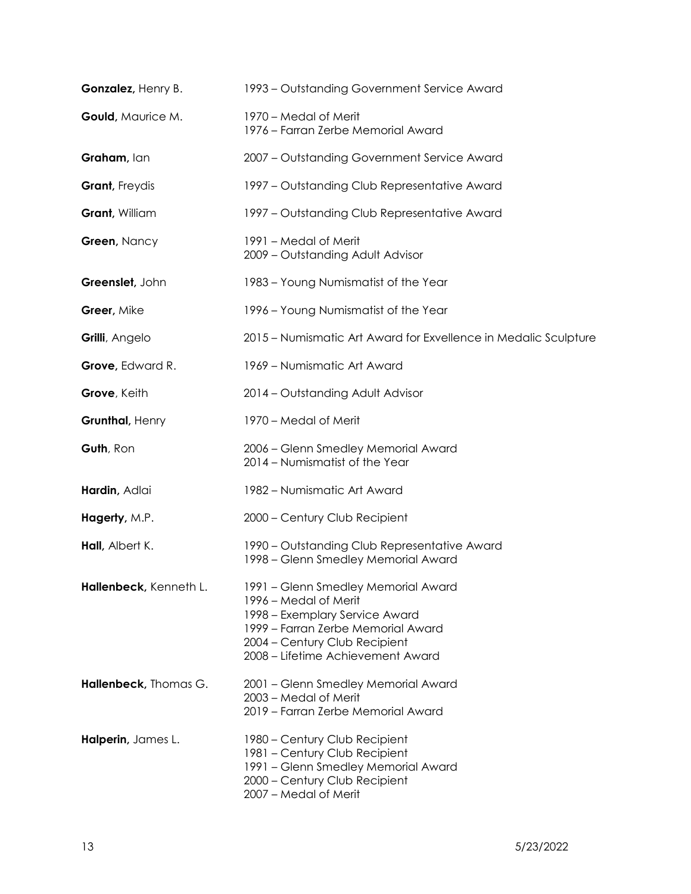**Gonzalez,** Henry B. 1993 – Outstanding Government Service Award

**Gould,** Maurice M. 1970 – Medal of Merit
1976 – Farran Zerbe Memorial Award

**Graham,** Ian 2007 – Outstanding Government Service Award

**Grant,** Freydis 1997 – Outstanding Club Representative Award

**Grant,** William 1997 – Outstanding Club Representative Award

**Green,** Nancy 1991 – Medal of Merit
2009 – Outstanding Adult Advisor

**Greenslet,** John 1983 – Young Numismatist of the Year

**Greer,** Mike 1996 – Young Numismatist of the Year

**Grilli**, Angelo 2015 – Numismatic Art Award for Exvellence in Medalic Sculpture

**Grove,** Edward R. 1969 – Numismatic Art Award

**Grove**, Keith 2014 – Outstanding Adult Advisor

**Grunthal,** Henry 1970 – Medal of Merit

**Guth**, Ron 2006 – Glenn Smedley Memorial Award
2014 – Numismatist of the Year

**Hardin,** Adlai 1982 – Numismatic Art Award

**Hagerty,** M.P. 2000 – Century Club Recipient

**Hall,** Albert K. 1990 – Outstanding Club Representative Award
1998 – Glenn Smedley Memorial Award

**Hallenbeck,** Kenneth L. 1991 – Glenn Smedley Memorial Award
1996 – Medal of Merit
1998 – Exemplary Service Award
1999 – Farran Zerbe Memorial Award
2004 – Century Club Recipient
2008 – Lifetime Achievement Award

**Hallenbeck,** Thomas G. 2001 – Glenn Smedley Memorial Award
2003 – Medal of Merit
2019 – Farran Zerbe Memorial Award

**Halperin,** James L. 1980 – Century Club Recipient
1981 – Century Club Recipient
1991 – Glenn Smedley Memorial Award
2000 – Century Club Recipient
2007 – Medal of Merit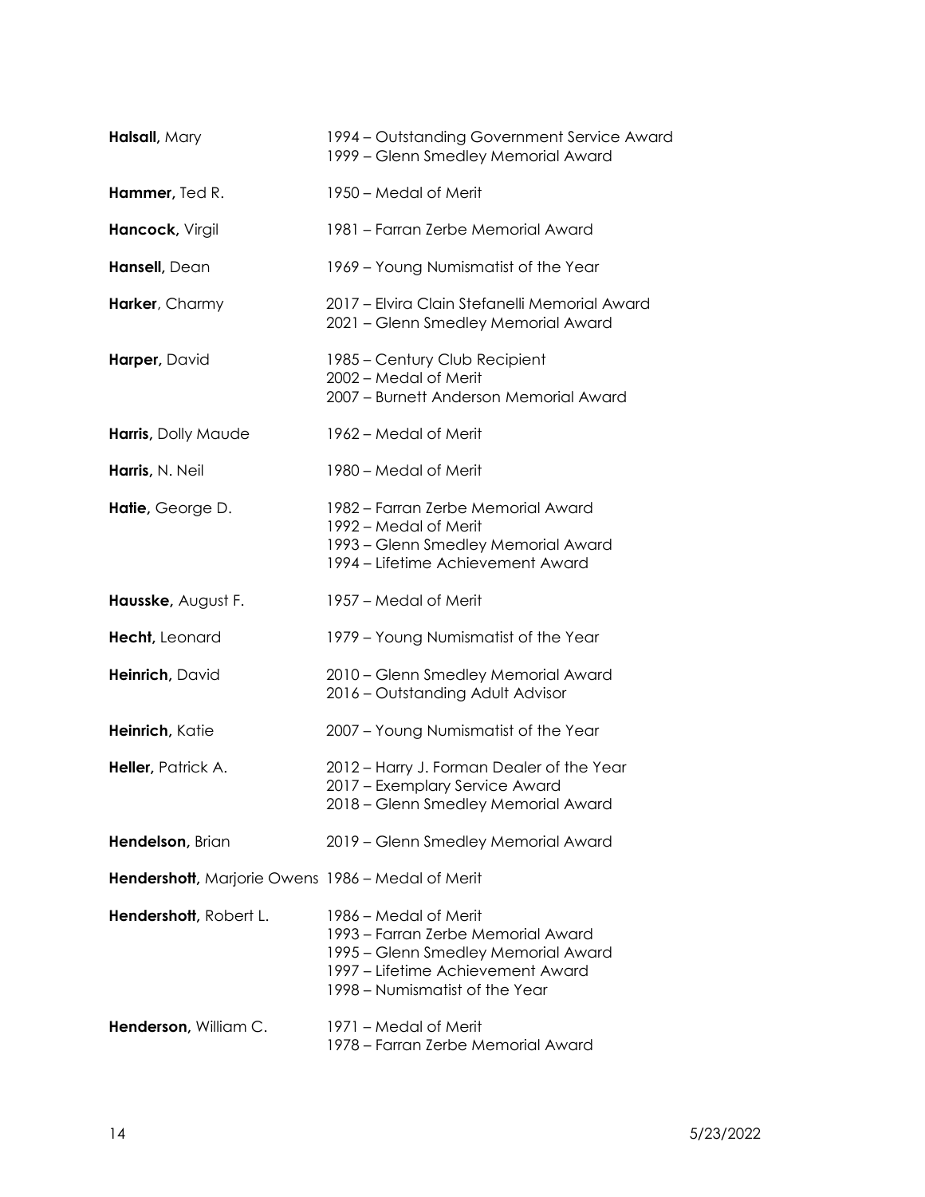**Halsall,** Mary
1994 – Outstanding Government Service Award
1999 – Glenn Smedley Memorial Award

**Hammer,** Ted R.
1950 – Medal of Merit

**Hancock,** Virgil
1981 – Farran Zerbe Memorial Award

**Hansell,** Dean
1969 – Young Numismatist of the Year

**Harker**, Charmy
2017 – Elvira Clain Stefanelli Memorial Award
2021 – Glenn Smedley Memorial Award

**Harper,** David
1985 – Century Club Recipient
2002 – Medal of Merit
2007 – Burnett Anderson Memorial Award

**Harris,** Dolly Maude
1962 – Medal of Merit

**Harris,** N. Neil
1980 – Medal of Merit

**Hatie,** George D.
1982 – Farran Zerbe Memorial Award
1992 – Medal of Merit
1993 – Glenn Smedley Memorial Award
1994 – Lifetime Achievement Award

**Hausske,** August F.
1957 – Medal of Merit

**Hecht,** Leonard
1979 – Young Numismatist of the Year

**Heinrich,** David
2010 – Glenn Smedley Memorial Award
2016 – Outstanding Adult Advisor

**Heinrich,** Katie
2007 – Young Numismatist of the Year

**Heller,** Patrick A.
2012 – Harry J. Forman Dealer of the Year
2017 – Exemplary Service Award
2018 – Glenn Smedley Memorial Award

**Hendelson,** Brian
2019 – Glenn Smedley Memorial Award

**Hendershott,** Marjorie Owens
1986 – Medal of Merit

**Hendershott,** Robert L.
1986 – Medal of Merit
1993 – Farran Zerbe Memorial Award
1995 – Glenn Smedley Memorial Award
1997 – Lifetime Achievement Award
1998 – Numismatist of the Year

**Henderson,** William C.
1971 – Medal of Merit
1978 – Farran Zerbe Memorial Award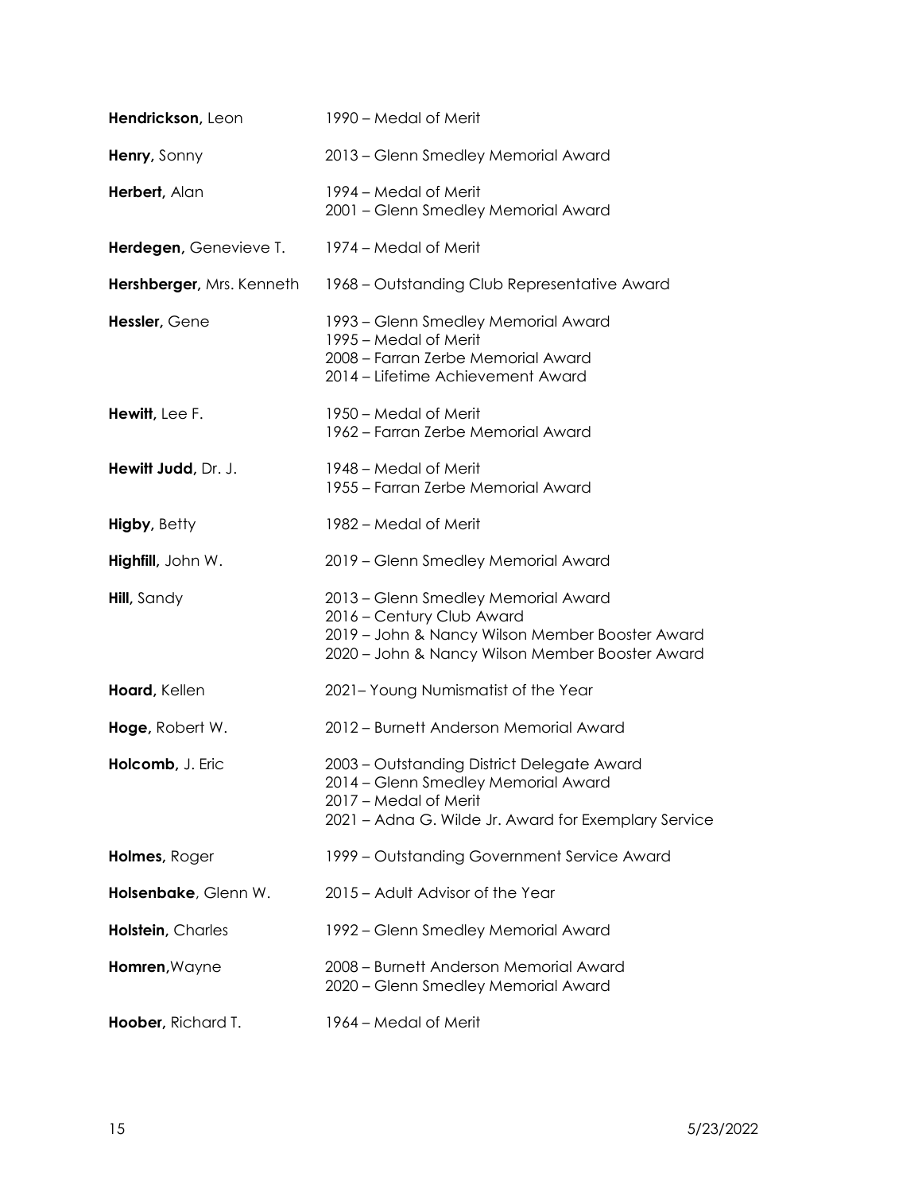**Hendrickson,** Leon — 1990 – Medal of Merit

**Henry,** Sonny — 2013 – Glenn Smedley Memorial Award

**Herbert,** Alan — 1994 – Medal of Merit
2001 – Glenn Smedley Memorial Award

**Herdegen,** Genevieve T. — 1974 – Medal of Merit

**Hershberger,** Mrs. Kenneth — 1968 – Outstanding Club Representative Award

**Hessler,** Gene — 1993 – Glenn Smedley Memorial Award
1995 – Medal of Merit
2008 – Farran Zerbe Memorial Award
2014 – Lifetime Achievement Award

**Hewitt,** Lee F. — 1950 – Medal of Merit
1962 – Farran Zerbe Memorial Award

**Hewitt Judd,** Dr. J. — 1948 – Medal of Merit
1955 – Farran Zerbe Memorial Award

**Higby,** Betty — 1982 – Medal of Merit

**Highfill,** John W. — 2019 – Glenn Smedley Memorial Award

**Hill,** Sandy — 2013 – Glenn Smedley Memorial Award
2016 – Century Club Award
2019 – John & Nancy Wilson Member Booster Award
2020 – John & Nancy Wilson Member Booster Award

**Hoard,** Kellen — 2021– Young Numismatist of the Year

**Hoge,** Robert W. — 2012 – Burnett Anderson Memorial Award

**Holcomb,** J. Eric — 2003 – Outstanding District Delegate Award
2014 – Glenn Smedley Memorial Award
2017 – Medal of Merit
2021 – Adna G. Wilde Jr. Award for Exemplary Service

**Holmes,** Roger — 1999 – Outstanding Government Service Award

**Holsenbake**, Glenn W. — 2015 – Adult Advisor of the Year

**Holstein,** Charles — 1992 – Glenn Smedley Memorial Award

**Homren,**Wayne — 2008 – Burnett Anderson Memorial Award
2020 – Glenn Smedley Memorial Award

**Hoober,** Richard T. — 1964 – Medal of Merit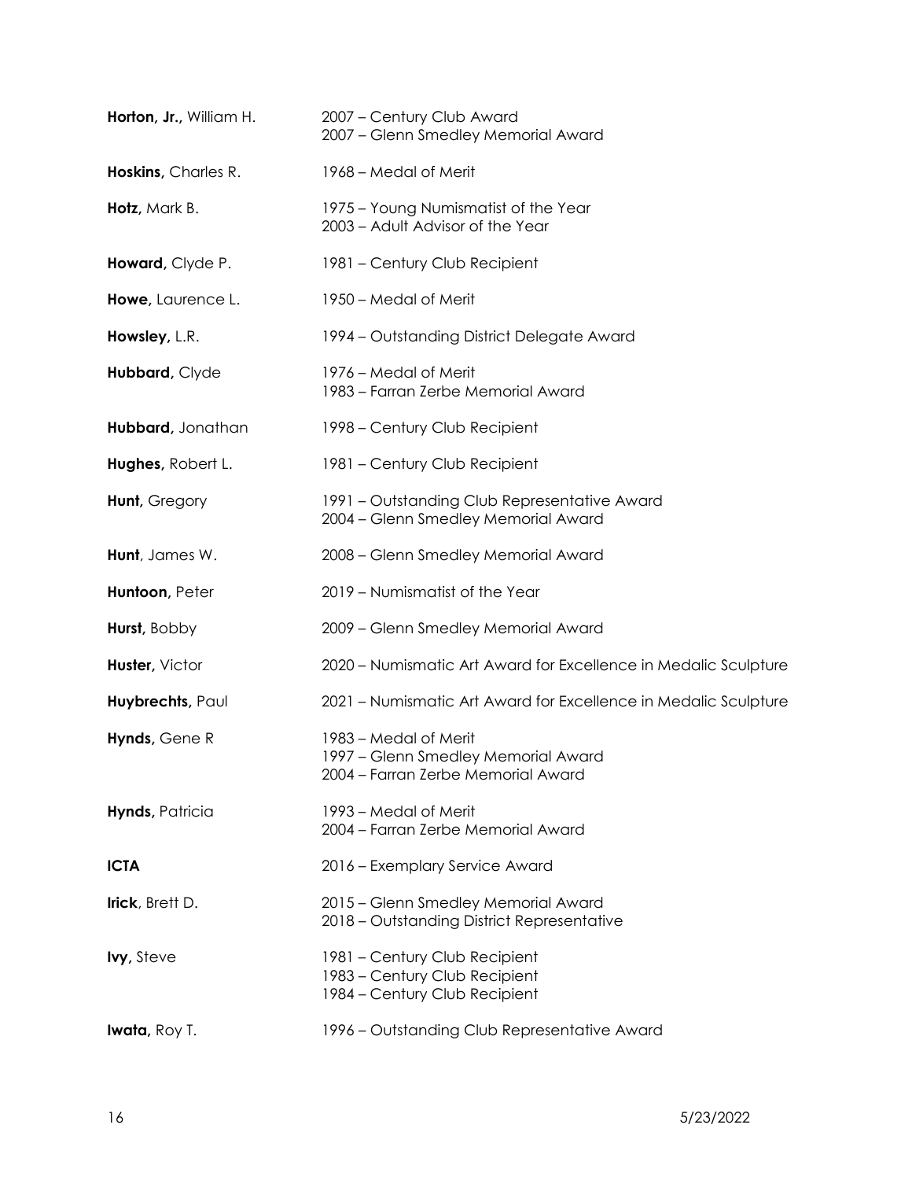**Horton, Jr.,** William H. — 2007 – Century Club Award
2007 – Glenn Smedley Memorial Award

**Hoskins,** Charles R. — 1968 – Medal of Merit

**Hotz,** Mark B. — 1975 – Young Numismatist of the Year
2003 – Adult Advisor of the Year

**Howard,** Clyde P. — 1981 – Century Club Recipient

**Howe,** Laurence L. — 1950 – Medal of Merit

**Howsley,** L.R. — 1994 – Outstanding District Delegate Award

**Hubbard,** Clyde — 1976 – Medal of Merit
1983 – Farran Zerbe Memorial Award

**Hubbard,** Jonathan — 1998 – Century Club Recipient

**Hughes,** Robert L. — 1981 – Century Club Recipient

**Hunt,** Gregory — 1991 – Outstanding Club Representative Award
2004 – Glenn Smedley Memorial Award

**Hunt**, James W. — 2008 – Glenn Smedley Memorial Award

**Huntoon,** Peter — 2019 – Numismatist of the Year

**Hurst,** Bobby — 2009 – Glenn Smedley Memorial Award

**Huster,** Victor — 2020 – Numismatic Art Award for Excellence in Medalic Sculpture

**Huybrechts,** Paul — 2021 – Numismatic Art Award for Excellence in Medalic Sculpture

**Hynds,** Gene R — 1983 – Medal of Merit
1997 – Glenn Smedley Memorial Award
2004 – Farran Zerbe Memorial Award

**Hynds,** Patricia — 1993 – Medal of Merit
2004 – Farran Zerbe Memorial Award

**ICTA** — 2016 – Exemplary Service Award

**Irick**, Brett D. — 2015 – Glenn Smedley Memorial Award
2018 – Outstanding District Representative

**Ivy,** Steve — 1981 – Century Club Recipient
1983 – Century Club Recipient
1984 – Century Club Recipient

**Iwata,** Roy T. — 1996 – Outstanding Club Representative Award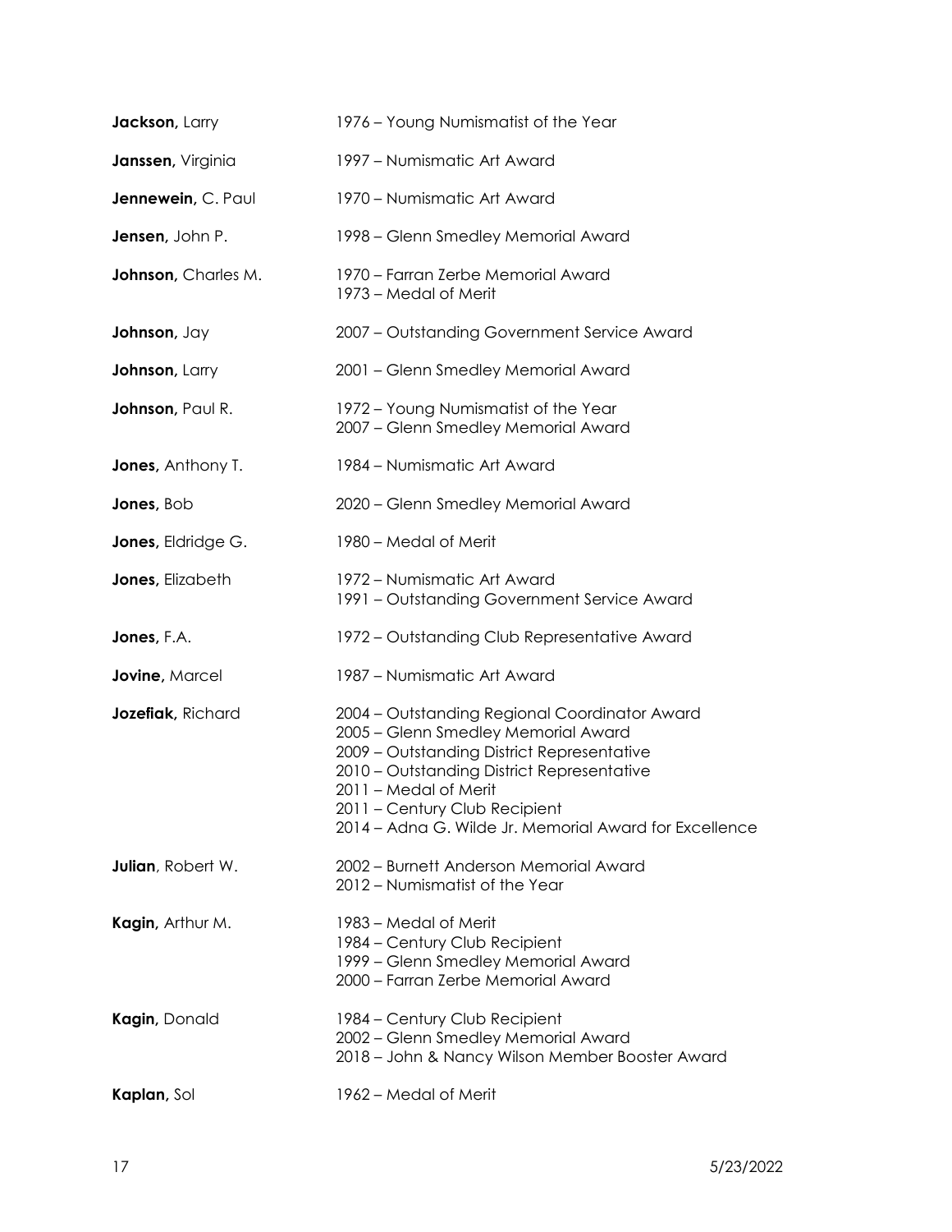**Jackson,** Larry — 1976 – Young Numismatist of the Year

**Janssen,** Virginia — 1997 – Numismatic Art Award

**Jennewein,** C. Paul — 1970 – Numismatic Art Award

**Jensen,** John P. — 1998 – Glenn Smedley Memorial Award

**Johnson,** Charles M. — 1970 – Farran Zerbe Memorial Award
1973 – Medal of Merit

**Johnson,** Jay — 2007 – Outstanding Government Service Award

**Johnson,** Larry — 2001 – Glenn Smedley Memorial Award

**Johnson,** Paul R. — 1972 – Young Numismatist of the Year
2007 – Glenn Smedley Memorial Award

**Jones,** Anthony T. — 1984 – Numismatic Art Award

**Jones,** Bob — 2020 – Glenn Smedley Memorial Award

**Jones,** Eldridge G. — 1980 – Medal of Merit

**Jones,** Elizabeth — 1972 – Numismatic Art Award
1991 – Outstanding Government Service Award

**Jones,** F.A. — 1972 – Outstanding Club Representative Award

**Jovine,** Marcel — 1987 – Numismatic Art Award

**Jozefiak,** Richard — 2004 – Outstanding Regional Coordinator Award
2005 – Glenn Smedley Memorial Award
2009 – Outstanding District Representative
2010 – Outstanding District Representative
2011 – Medal of Merit
2011 – Century Club Recipient
2014 – Adna G. Wilde Jr. Memorial Award for Excellence

**Julian**, Robert W. — 2002 – Burnett Anderson Memorial Award
2012 – Numismatist of the Year

**Kagin,** Arthur M. — 1983 – Medal of Merit
1984 – Century Club Recipient
1999 – Glenn Smedley Memorial Award
2000 – Farran Zerbe Memorial Award

**Kagin,** Donald — 1984 – Century Club Recipient
2002 – Glenn Smedley Memorial Award
2018 – John & Nancy Wilson Member Booster Award

**Kaplan,** Sol — 1962 – Medal of Merit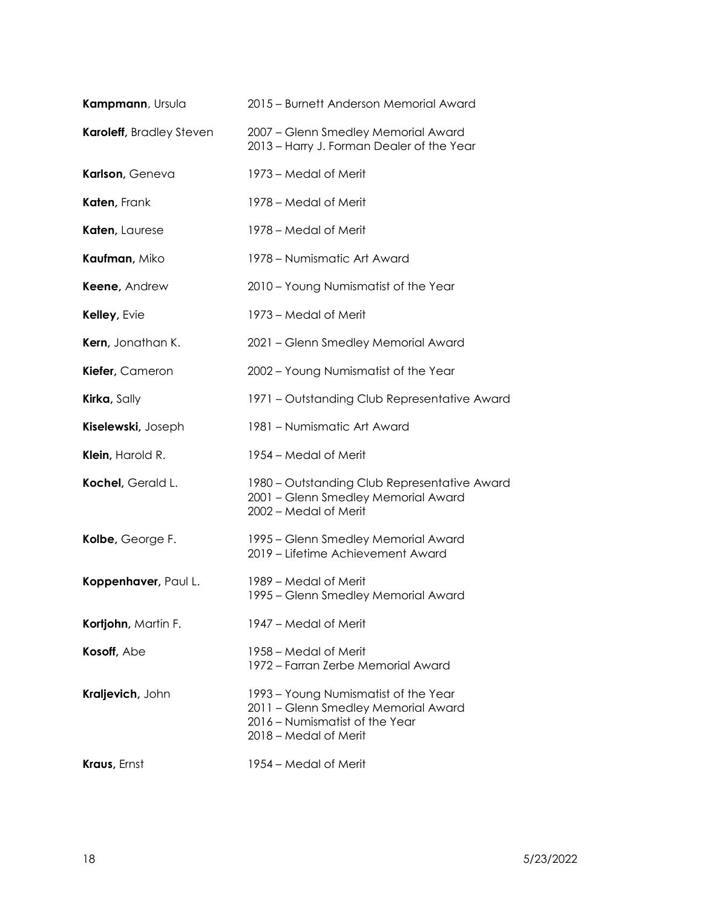| | |
|---|---|
| **Kampmann**, Ursula | 2015 – Burnett Anderson Memorial Award |
| **Karoleff,** Bradley Steven | 2007 – Glenn Smedley Memorial Award<br>2013 – Harry J. Forman Dealer of the Year |
| **Karlson,** Geneva | 1973 – Medal of Merit |
| **Katen,** Frank | 1978 – Medal of Merit |
| **Katen,** Laurese | 1978 – Medal of Merit |
| **Kaufman,** Miko | 1978 – Numismatic Art Award |
| **Keene,** Andrew | 2010 – Young Numismatist of the Year |
| **Kelley,** Evie | 1973 – Medal of Merit |
| **Kern,** Jonathan K. | 2021 – Glenn Smedley Memorial Award |
| **Kiefer,** Cameron | 2002 – Young Numismatist of the Year |
| **Kirka,** Sally | 1971 – Outstanding Club Representative Award |
| **Kiselewski,** Joseph | 1981 – Numismatic Art Award |
| **Klein,** Harold R. | 1954 – Medal of Merit |
| **Kochel,** Gerald L. | 1980 – Outstanding Club Representative Award<br>2001 – Glenn Smedley Memorial Award<br>2002 – Medal of Merit |
| **Kolbe,** George F. | 1995 – Glenn Smedley Memorial Award<br>2019 – Lifetime Achievement Award |
| **Koppenhaver,** Paul L. | 1989 – Medal of Merit<br>1995 – Glenn Smedley Memorial Award |
| **Kortjohn,** Martin F. | 1947 – Medal of Merit |
| **Kosoff,** Abe | 1958 – Medal of Merit<br>1972 – Farran Zerbe Memorial Award |
| **Kraljevich,** John | 1993 – Young Numismatist of the Year<br>2011 – Glenn Smedley Memorial Award<br>2016 – Numismatist of the Year<br>2018 – Medal of Merit |
| **Kraus,** Ernst | 1954 – Medal of Merit |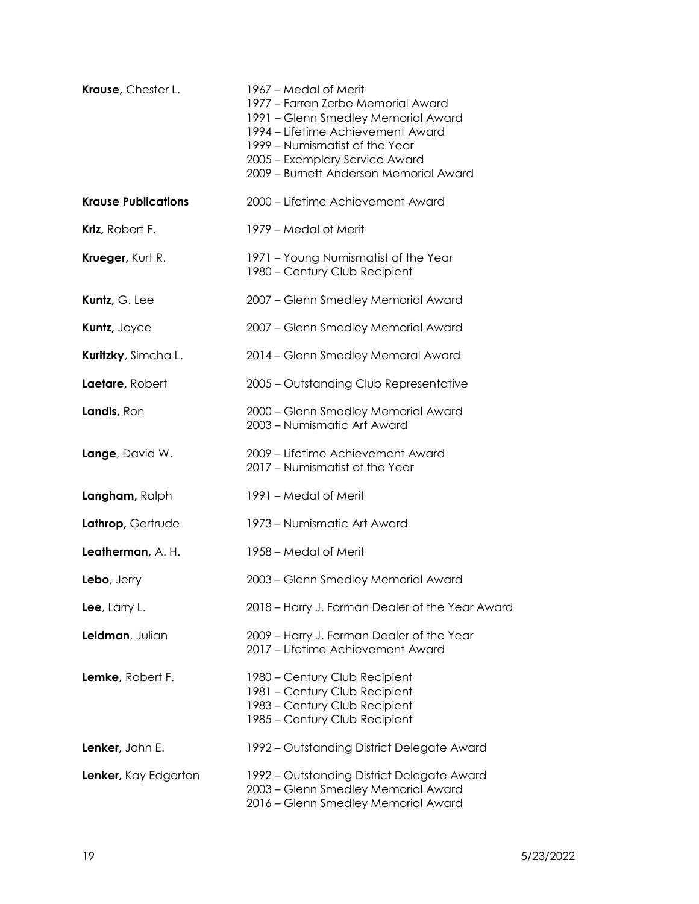**Krause,** Chester L.
1967 – Medal of Merit
1977 – Farran Zerbe Memorial Award
1991 – Glenn Smedley Memorial Award
1994 – Lifetime Achievement Award
1999 – Numismatist of the Year
2005 – Exemplary Service Award
2009 – Burnett Anderson Memorial Award

**Krause Publications**
2000 – Lifetime Achievement Award

**Kriz,** Robert F.
1979 – Medal of Merit

**Krueger,** Kurt R.
1971 – Young Numismatist of the Year
1980 – Century Club Recipient

**Kuntz,** G. Lee
2007 – Glenn Smedley Memorial Award

**Kuntz,** Joyce
2007 – Glenn Smedley Memorial Award

**Kuritzky**, Simcha L.
2014 – Glenn Smedley Memoral Award

**Laetare,** Robert
2005 – Outstanding Club Representative

**Landis,** Ron
2000 – Glenn Smedley Memorial Award
2003 – Numismatic Art Award

**Lange**, David W.
2009 – Lifetime Achievement Award
2017 – Numismatist of the Year

**Langham,** Ralph
1991 – Medal of Merit

**Lathrop,** Gertrude
1973 – Numismatic Art Award

**Leatherman,** A. H.
1958 – Medal of Merit

**Lebo**, Jerry
2003 – Glenn Smedley Memorial Award

**Lee**, Larry L.
2018 – Harry J. Forman Dealer of the Year Award

**Leidman**, Julian
2009 – Harry J. Forman Dealer of the Year
2017 – Lifetime Achievement Award

**Lemke,** Robert F.
1980 – Century Club Recipient
1981 – Century Club Recipient
1983 – Century Club Recipient
1985 – Century Club Recipient

**Lenker,** John E.
1992 – Outstanding District Delegate Award

**Lenker,** Kay Edgerton
1992 – Outstanding District Delegate Award
2003 – Glenn Smedley Memorial Award
2016 – Glenn Smedley Memorial Award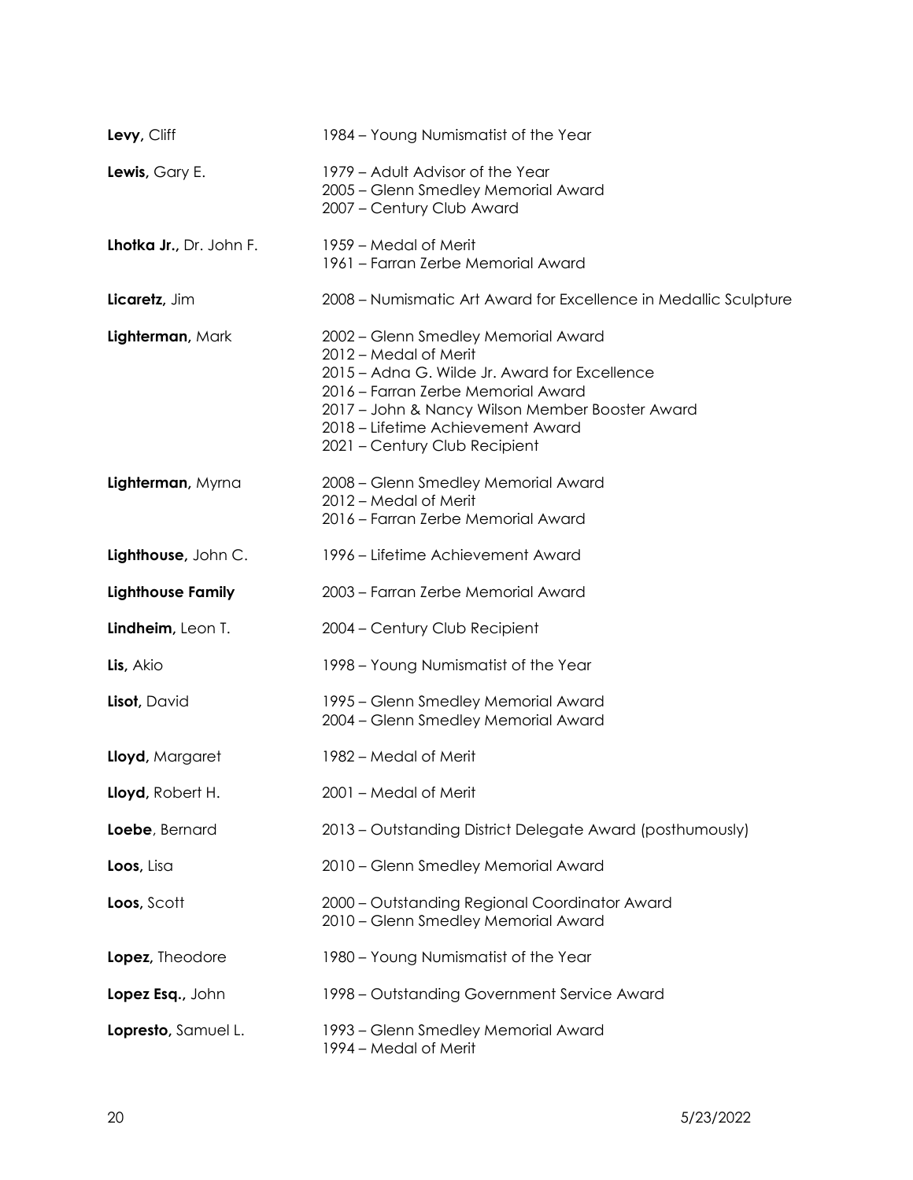| | |
|---|---|
| **Levy,** Cliff | 1984 – Young Numismatist of the Year |
| **Lewis,** Gary E. | 1979 – Adult Advisor of the Year<br>2005 – Glenn Smedley Memorial Award<br>2007 – Century Club Award |
| **Lhotka Jr.,** Dr. John F. | 1959 – Medal of Merit<br>1961 – Farran Zerbe Memorial Award |
| **Licaretz,** Jim | 2008 – Numismatic Art Award for Excellence in Medallic Sculpture |
| **Lighterman,** Mark | 2002 – Glenn Smedley Memorial Award<br>2012 – Medal of Merit<br>2015 – Adna G. Wilde Jr. Award for Excellence<br>2016 – Farran Zerbe Memorial Award<br>2017 – John & Nancy Wilson Member Booster Award<br>2018 – Lifetime Achievement Award<br>2021 – Century Club Recipient |
| **Lighterman,** Myrna | 2008 – Glenn Smedley Memorial Award<br>2012 – Medal of Merit<br>2016 – Farran Zerbe Memorial Award |
| **Lighthouse,** John C. | 1996 – Lifetime Achievement Award |
| **Lighthouse Family** | 2003 – Farran Zerbe Memorial Award |
| **Lindheim,** Leon T. | 2004 – Century Club Recipient |
| **Lis,** Akio | 1998 – Young Numismatist of the Year |
| **Lisot,** David | 1995 – Glenn Smedley Memorial Award<br>2004 – Glenn Smedley Memorial Award |
| **Lloyd,** Margaret | 1982 – Medal of Merit |
| **Lloyd,** Robert H. | 2001 – Medal of Merit |
| **Loebe**, Bernard | 2013 – Outstanding District Delegate Award (posthumously) |
| **Loos,** Lisa | 2010 – Glenn Smedley Memorial Award |
| **Loos,** Scott | 2000 – Outstanding Regional Coordinator Award<br>2010 – Glenn Smedley Memorial Award |
| **Lopez,** Theodore | 1980 – Young Numismatist of the Year |
| **Lopez Esq.,** John | 1998 – Outstanding Government Service Award |
| **Lopresto,** Samuel L. | 1993 – Glenn Smedley Memorial Award<br>1994 – Medal of Merit |

5/23/2022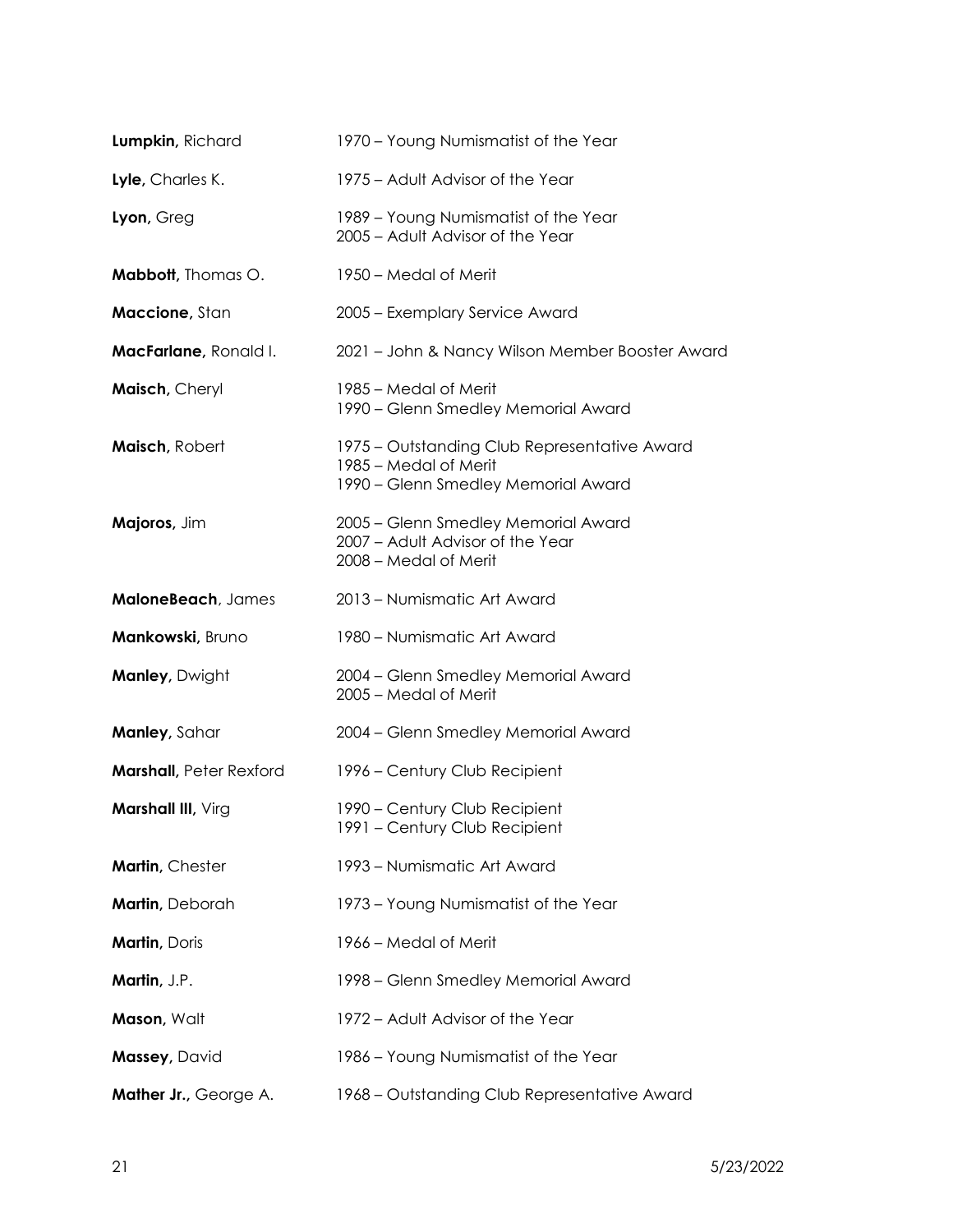| | |
|---|---|
| **Lumpkin,** Richard | 1970 – Young Numismatist of the Year |
| **Lyle,** Charles K. | 1975 – Adult Advisor of the Year |
| **Lyon,** Greg | 1989 – Young Numismatist of the Year<br>2005 – Adult Advisor of the Year |
| **Mabbott,** Thomas O. | 1950 – Medal of Merit |
| **Maccione,** Stan | 2005 – Exemplary Service Award |
| **MacFarlane,** Ronald I. | 2021 – John & Nancy Wilson Member Booster Award |
| **Maisch,** Cheryl | 1985 – Medal of Merit<br>1990 – Glenn Smedley Memorial Award |
| **Maisch,** Robert | 1975 – Outstanding Club Representative Award<br>1985 – Medal of Merit<br>1990 – Glenn Smedley Memorial Award |
| **Majoros,** Jim | 2005 – Glenn Smedley Memorial Award<br>2007 – Adult Advisor of the Year<br>2008 – Medal of Merit |
| **MaloneBeach**, James | 2013 – Numismatic Art Award |
| **Mankowski,** Bruno | 1980 – Numismatic Art Award |
| **Manley,** Dwight | 2004 – Glenn Smedley Memorial Award<br>2005 – Medal of Merit |
| **Manley,** Sahar | 2004 – Glenn Smedley Memorial Award |
| **Marshall,** Peter Rexford | 1996 – Century Club Recipient |
| **Marshall III,** Virg | 1990 – Century Club Recipient<br>1991 – Century Club Recipient |
| **Martin,** Chester | 1993 – Numismatic Art Award |
| **Martin,** Deborah | 1973 – Young Numismatist of the Year |
| **Martin,** Doris | 1966 – Medal of Merit |
| **Martin,** J.P. | 1998 – Glenn Smedley Memorial Award |
| **Mason,** Walt | 1972 – Adult Advisor of the Year |
| **Massey,** David | 1986 – Young Numismatist of the Year |
| **Mather Jr.,** George A. | 1968 – Outstanding Club Representative Award |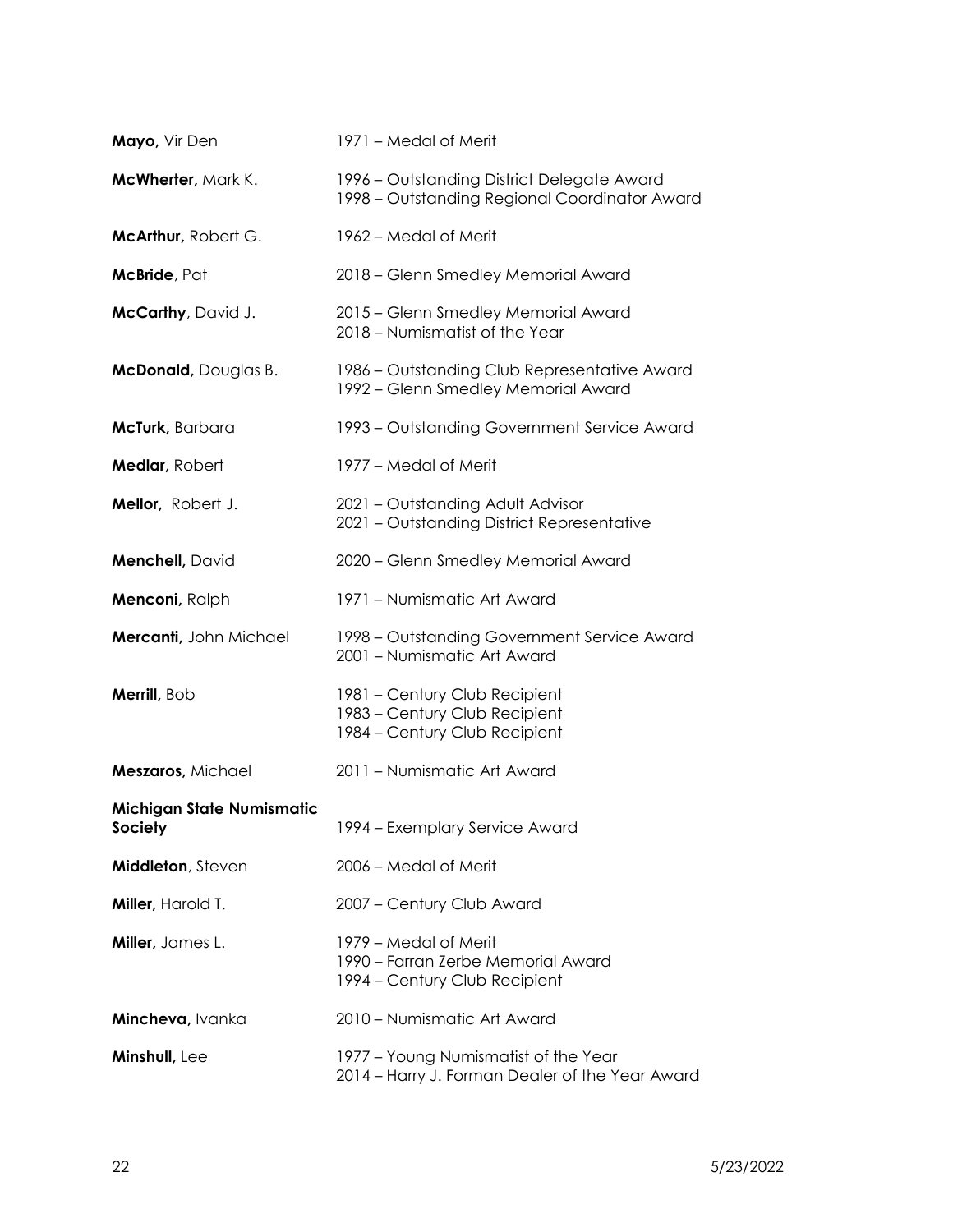| | |
|---|---|
| **Mayo,** Vir Den | 1971 – Medal of Merit |
| **McWherter,** Mark K. | 1996 – Outstanding District Delegate Award<br>1998 – Outstanding Regional Coordinator Award |
| **McArthur,** Robert G. | 1962 – Medal of Merit |
| **McBride**, Pat | 2018 – Glenn Smedley Memorial Award |
| **McCarthy**, David J. | 2015 – Glenn Smedley Memorial Award<br>2018 – Numismatist of the Year |
| **McDonald,** Douglas B. | 1986 – Outstanding Club Representative Award<br>1992 – Glenn Smedley Memorial Award |
| **McTurk,** Barbara | 1993 – Outstanding Government Service Award |
| **Medlar,** Robert | 1977 – Medal of Merit |
| **Mellor,** Robert J. | 2021 – Outstanding Adult Advisor<br>2021 – Outstanding District Representative |
| **Menchell,** David | 2020 – Glenn Smedley Memorial Award |
| **Menconi,** Ralph | 1971 – Numismatic Art Award |
| **Mercanti,** John Michael | 1998 – Outstanding Government Service Award<br>2001 – Numismatic Art Award |
| **Merrill,** Bob | 1981 – Century Club Recipient<br>1983 – Century Club Recipient<br>1984 – Century Club Recipient |
| **Meszaros,** Michael | 2011 – Numismatic Art Award |
| **Michigan State Numismatic Society** | 1994 – Exemplary Service Award |
| **Middleton**, Steven | 2006 – Medal of Merit |
| **Miller,** Harold T. | 2007 – Century Club Award |
| **Miller,** James L. | 1979 – Medal of Merit<br>1990 – Farran Zerbe Memorial Award<br>1994 – Century Club Recipient |
| **Mincheva,** Ivanka | 2010 – Numismatic Art Award |
| **Minshull,** Lee | 1977 – Young Numismatist of the Year<br>2014 – Harry J. Forman Dealer of the Year Award |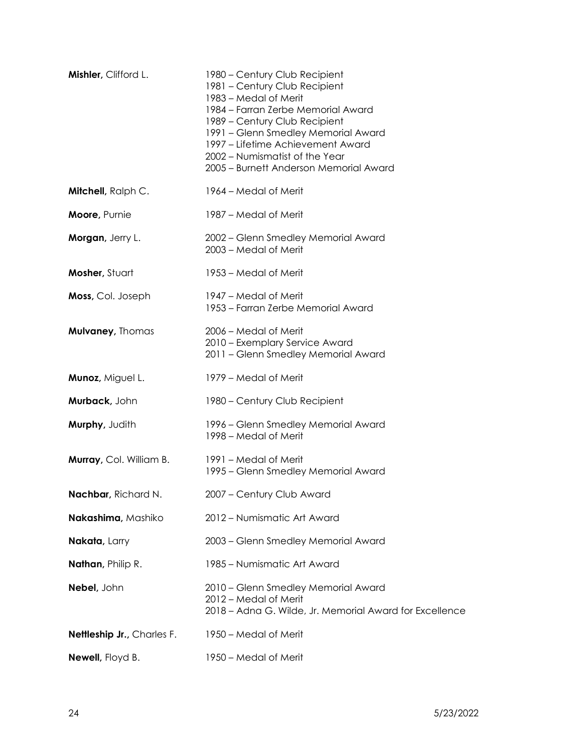**Mishler,** Clifford L.
1980 – Century Club Recipient
1981 – Century Club Recipient
1983 – Medal of Merit
1984 – Farran Zerbe Memorial Award
1989 – Century Club Recipient
1991 – Glenn Smedley Memorial Award
1997 – Lifetime Achievement Award
2002 – Numismatist of the Year
2005 – Burnett Anderson Memorial Award

**Mitchell,** Ralph C.
1964 – Medal of Merit

**Moore,** Purnie
1987 – Medal of Merit

**Morgan,** Jerry L.
2002 – Glenn Smedley Memorial Award
2003 – Medal of Merit

**Mosher,** Stuart
1953 – Medal of Merit

**Moss,** Col. Joseph
1947 – Medal of Merit
1953 – Farran Zerbe Memorial Award

**Mulvaney,** Thomas
2006 – Medal of Merit
2010 – Exemplary Service Award
2011 – Glenn Smedley Memorial Award

**Munoz,** Miguel L.
1979 – Medal of Merit

**Murback,** John
1980 – Century Club Recipient

**Murphy,** Judith
1996 – Glenn Smedley Memorial Award
1998 – Medal of Merit

**Murray,** Col. William B.
1991 – Medal of Merit
1995 – Glenn Smedley Memorial Award

**Nachbar,** Richard N.
2007 – Century Club Award

**Nakashima,** Mashiko
2012 – Numismatic Art Award

**Nakata,** Larry
2003 – Glenn Smedley Memorial Award

**Nathan,** Philip R.
1985 – Numismatic Art Award

**Nebel,** John
2010 – Glenn Smedley Memorial Award
2012 – Medal of Merit
2018 – Adna G. Wilde, Jr. Memorial Award for Excellence

**Nettleship Jr.,** Charles F.
1950 – Medal of Merit

**Newell,** Floyd B.
1950 – Medal of Merit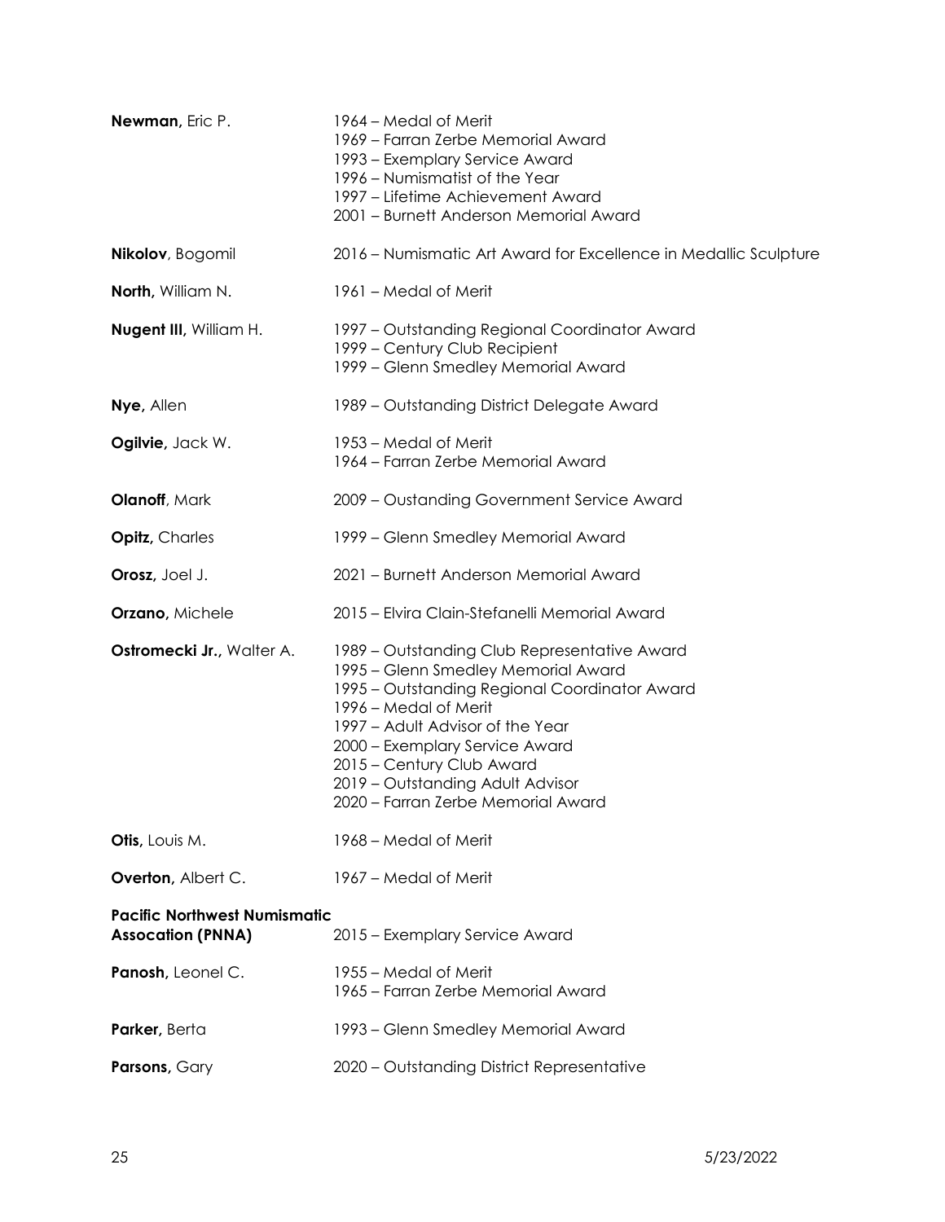| | |
|---|---|
| **Newman,** Eric P. | 1964 – Medal of Merit<br>1969 – Farran Zerbe Memorial Award<br>1993 – Exemplary Service Award<br>1996 – Numismatist of the Year<br>1997 – Lifetime Achievement Award<br>2001 – Burnett Anderson Memorial Award |
| **Nikolov**, Bogomil | 2016 – Numismatic Art Award for Excellence in Medallic Sculpture |
| **North,** William N. | 1961 – Medal of Merit |
| **Nugent III,** William H. | 1997 – Outstanding Regional Coordinator Award<br>1999 – Century Club Recipient<br>1999 – Glenn Smedley Memorial Award |
| **Nye,** Allen | 1989 – Outstanding District Delegate Award |
| **Ogilvie,** Jack W. | 1953 – Medal of Merit<br>1964 – Farran Zerbe Memorial Award |
| **Olanoff**, Mark | 2009 – Oustanding Government Service Award |
| **Opitz,** Charles | 1999 – Glenn Smedley Memorial Award |
| **Orosz,** Joel J. | 2021 – Burnett Anderson Memorial Award |
| **Orzano,** Michele | 2015 – Elvira Clain-Stefanelli Memorial Award |
| **Ostromecki Jr.,** Walter A. | 1989 – Outstanding Club Representative Award<br>1995 – Glenn Smedley Memorial Award<br>1995 – Outstanding Regional Coordinator Award<br>1996 – Medal of Merit<br>1997 – Adult Advisor of the Year<br>2000 – Exemplary Service Award<br>2015 – Century Club Award<br>2019 – Outstanding Adult Advisor<br>2020 – Farran Zerbe Memorial Award |
| **Otis,** Louis M. | 1968 – Medal of Merit |
| **Overton,** Albert C. | 1967 – Medal of Merit |
| **Pacific Northwest Numismatic Assocation (PNNA)** | 2015 – Exemplary Service Award |
| **Panosh,** Leonel C. | 1955 – Medal of Merit<br>1965 – Farran Zerbe Memorial Award |
| **Parker,** Berta | 1993 – Glenn Smedley Memorial Award |
| **Parsons,** Gary | 2020 – Outstanding District Representative |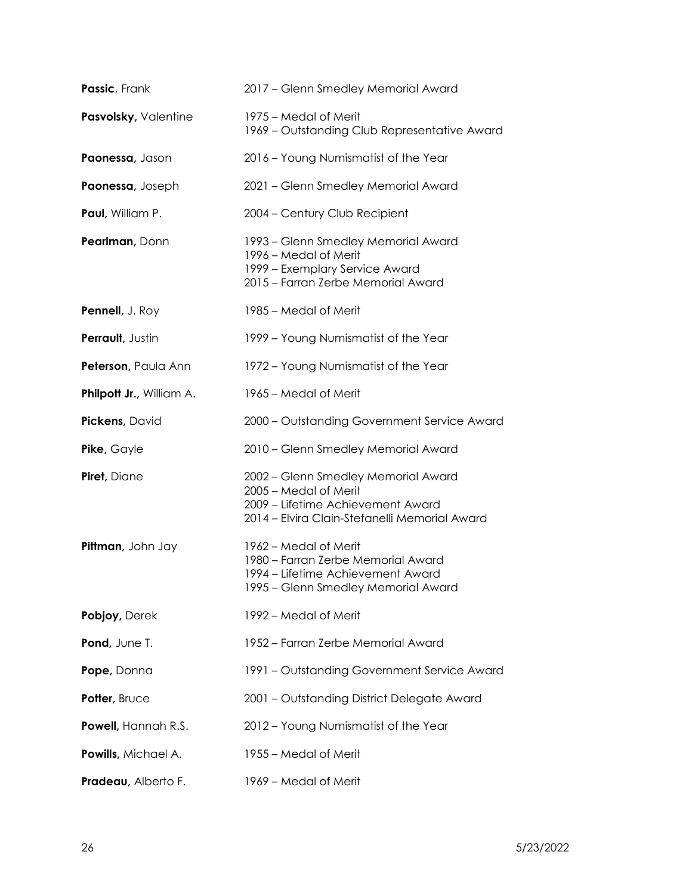**Passic**, Frank
2017 – Glenn Smedley Memorial Award

**Pasvolsky,** Valentine
1975 – Medal of Merit
1969 – Outstanding Club Representative Award

**Paonessa,** Jason
2016 – Young Numismatist of the Year

**Paonessa,** Joseph
2021 – Glenn Smedley Memorial Award

**Paul,** William P.
2004 – Century Club Recipient

**Pearlman,** Donn
1993 – Glenn Smedley Memorial Award
1996 – Medal of Merit
1999 – Exemplary Service Award
2015 – Farran Zerbe Memorial Award

**Pennell,** J. Roy
1985 – Medal of Merit

**Perrault,** Justin
1999 – Young Numismatist of the Year

**Peterson,** Paula Ann
1972 – Young Numismatist of the Year

**Philpott Jr.,** William A.
1965 – Medal of Merit

**Pickens,** David
2000 – Outstanding Government Service Award

**Pike,** Gayle
2010 – Glenn Smedley Memorial Award

**Piret,** Diane
2002 – Glenn Smedley Memorial Award
2005 – Medal of Merit
2009 – Lifetime Achievement Award
2014 – Elvira Clain-Stefanelli Memorial Award

**Pittman,** John Jay
1962 – Medal of Merit
1980 – Farran Zerbe Memorial Award
1994 – Lifetime Achievement Award
1995 – Glenn Smedley Memorial Award

**Pobjoy,** Derek
1992 – Medal of Merit

**Pond,** June T.
1952 – Farran Zerbe Memorial Award

**Pope,** Donna
1991 – Outstanding Government Service Award

**Potter,** Bruce
2001 – Outstanding District Delegate Award

**Powell,** Hannah R.S.
2012 – Young Numismatist of the Year

**Powills,** Michael A.
1955 – Medal of Merit

**Pradeau,** Alberto F.
1969 – Medal of Merit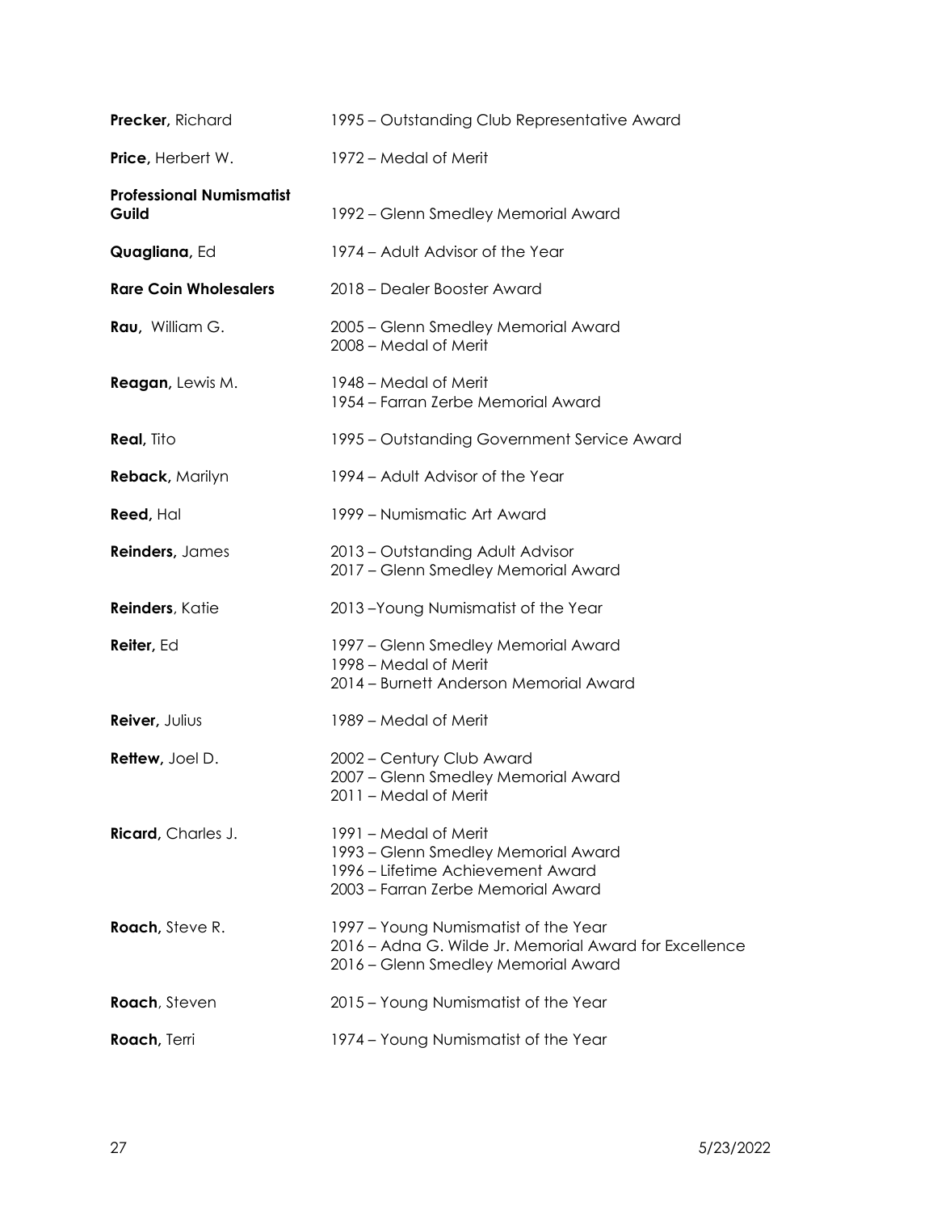| | |
|---|---|
| **Precker,** Richard | 1995 – Outstanding Club Representative Award |
| **Price,** Herbert W. | 1972 – Medal of Merit |
| **Professional Numismatist Guild** | 1992 – Glenn Smedley Memorial Award |
| **Quagliana,** Ed | 1974 – Adult Advisor of the Year |
| **Rare Coin Wholesalers** | 2018 – Dealer Booster Award |
| **Rau,** William G. | 2005 – Glenn Smedley Memorial Award<br>2008 – Medal of Merit |
| **Reagan,** Lewis M. | 1948 – Medal of Merit<br>1954 – Farran Zerbe Memorial Award |
| **Real,** Tito | 1995 – Outstanding Government Service Award |
| **Reback,** Marilyn | 1994 – Adult Advisor of the Year |
| **Reed,** Hal | 1999 – Numismatic Art Award |
| **Reinders,** James | 2013 – Outstanding Adult Advisor<br>2017 – Glenn Smedley Memorial Award |
| **Reinders**, Katie | 2013 –Young Numismatist of the Year |
| **Reiter,** Ed | 1997 – Glenn Smedley Memorial Award<br>1998 – Medal of Merit<br>2014 – Burnett Anderson Memorial Award |
| **Reiver,** Julius | 1989 – Medal of Merit |
| **Rettew,** Joel D. | 2002 – Century Club Award<br>2007 – Glenn Smedley Memorial Award<br>2011 – Medal of Merit |
| **Ricard,** Charles J. | 1991 – Medal of Merit<br>1993 – Glenn Smedley Memorial Award<br>1996 – Lifetime Achievement Award<br>2003 – Farran Zerbe Memorial Award |
| **Roach,** Steve R. | 1997 – Young Numismatist of the Year<br>2016 – Adna G. Wilde Jr. Memorial Award for Excellence<br>2016 – Glenn Smedley Memorial Award |
| **Roach**, Steven | 2015 – Young Numismatist of the Year |
| **Roach,** Terri | 1974 – Young Numismatist of the Year |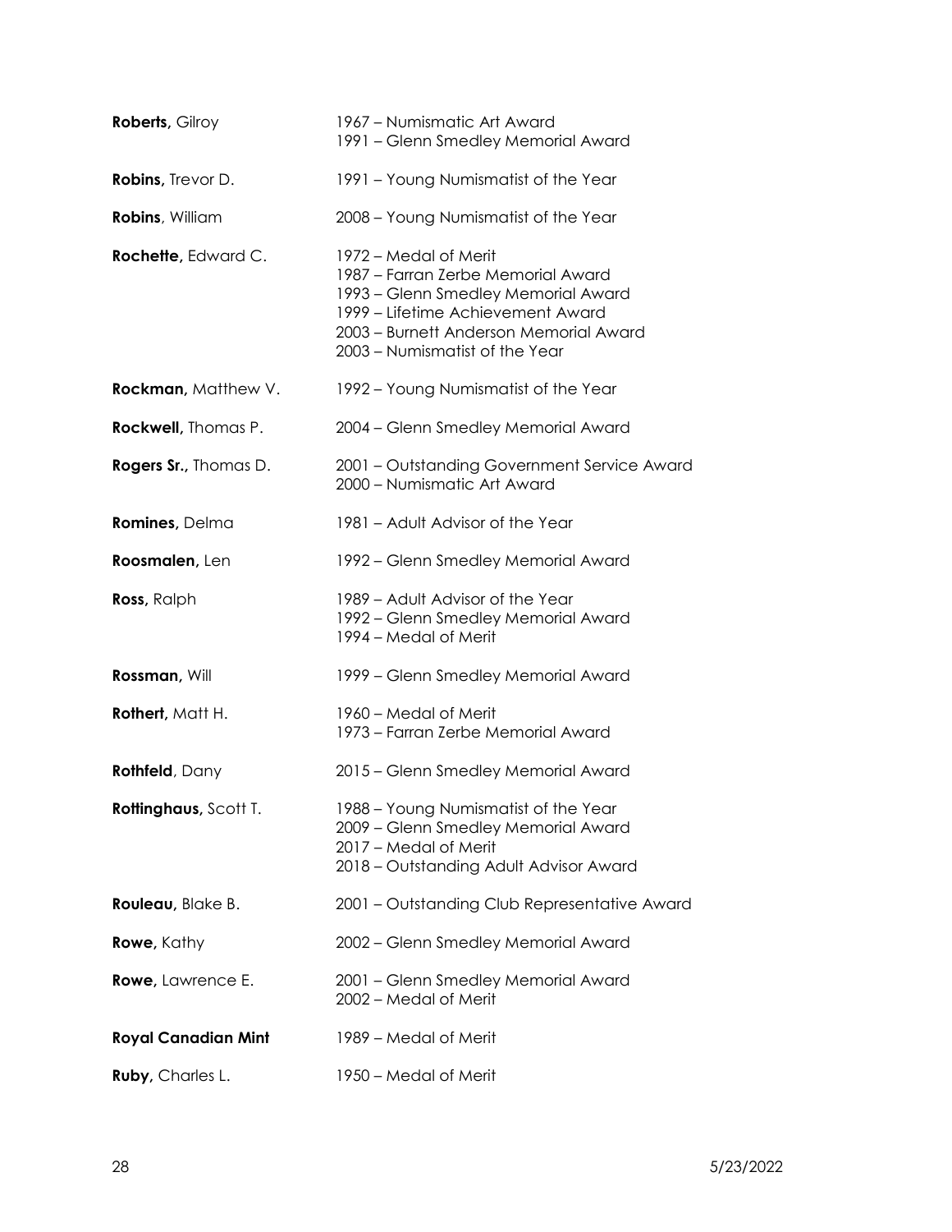| | |
|---|---|
| **Roberts,** Gilroy | 1967 – Numismatic Art Award<br>1991 – Glenn Smedley Memorial Award |
| **Robins,** Trevor D. | 1991 – Young Numismatist of the Year |
| **Robins**, William | 2008 – Young Numismatist of the Year |
| **Rochette,** Edward C. | 1972 – Medal of Merit<br>1987 – Farran Zerbe Memorial Award<br>1993 – Glenn Smedley Memorial Award<br>1999 – Lifetime Achievement Award<br>2003 – Burnett Anderson Memorial Award<br>2003 – Numismatist of the Year |
| **Rockman,** Matthew V. | 1992 – Young Numismatist of the Year |
| **Rockwell,** Thomas P. | 2004 – Glenn Smedley Memorial Award |
| **Rogers Sr.,** Thomas D. | 2001 – Outstanding Government Service Award<br>2000 – Numismatic Art Award |
| **Romines,** Delma | 1981 – Adult Advisor of the Year |
| **Roosmalen,** Len | 1992 – Glenn Smedley Memorial Award |
| **Ross,** Ralph | 1989 – Adult Advisor of the Year<br>1992 – Glenn Smedley Memorial Award<br>1994 – Medal of Merit |
| **Rossman,** Will | 1999 – Glenn Smedley Memorial Award |
| **Rothert,** Matt H. | 1960 – Medal of Merit<br>1973 – Farran Zerbe Memorial Award |
| **Rothfeld**, Dany | 2015 – Glenn Smedley Memorial Award |
| **Rottinghaus,** Scott T. | 1988 – Young Numismatist of the Year<br>2009 – Glenn Smedley Memorial Award<br>2017 – Medal of Merit<br>2018 – Outstanding Adult Advisor Award |
| **Rouleau,** Blake B. | 2001 – Outstanding Club Representative Award |
| **Rowe,** Kathy | 2002 – Glenn Smedley Memorial Award |
| **Rowe,** Lawrence E. | 2001 – Glenn Smedley Memorial Award<br>2002 – Medal of Merit |
| **Royal Canadian Mint** | 1989 – Medal of Merit |
| **Ruby,** Charles L. | 1950 – Medal of Merit |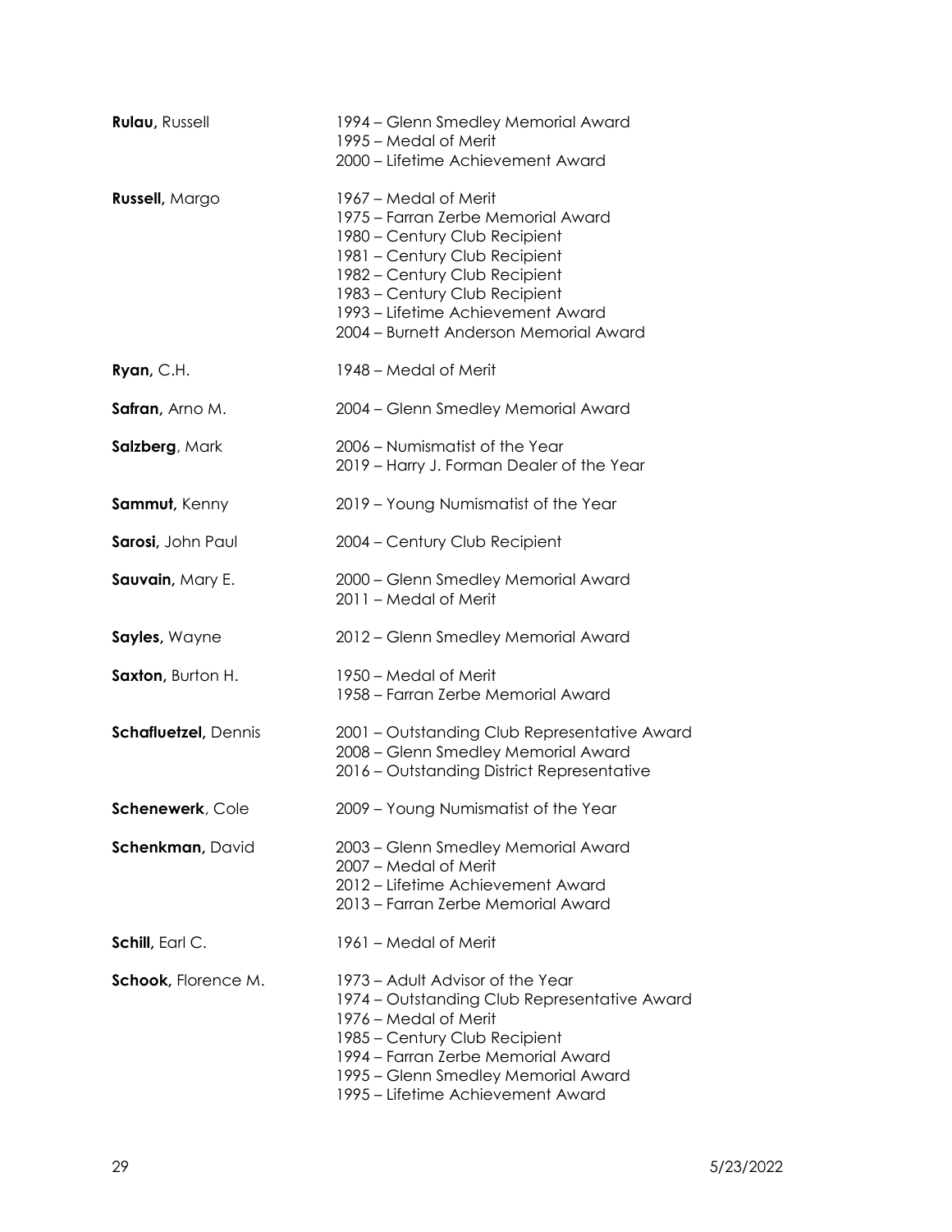**Rulau,** Russell
1994 – Glenn Smedley Memorial Award
1995 – Medal of Merit
2000 – Lifetime Achievement Award

**Russell,** Margo
1967 – Medal of Merit
1975 – Farran Zerbe Memorial Award
1980 – Century Club Recipient
1981 – Century Club Recipient
1982 – Century Club Recipient
1983 – Century Club Recipient
1993 – Lifetime Achievement Award
2004 – Burnett Anderson Memorial Award

**Ryan,** C.H.
1948 – Medal of Merit

**Safran,** Arno M.
2004 – Glenn Smedley Memorial Award

**Salzberg**, Mark
2006 – Numismatist of the Year
2019 – Harry J. Forman Dealer of the Year

**Sammut,** Kenny
2019 – Young Numismatist of the Year

**Sarosi,** John Paul
2004 – Century Club Recipient

**Sauvain,** Mary E.
2000 – Glenn Smedley Memorial Award
2011 – Medal of Merit

**Sayles,** Wayne
2012 – Glenn Smedley Memorial Award

**Saxton,** Burton H.
1950 – Medal of Merit
1958 – Farran Zerbe Memorial Award

**Schafluetzel,** Dennis
2001 – Outstanding Club Representative Award
2008 – Glenn Smedley Memorial Award
2016 – Outstanding District Representative

**Schenewerk**, Cole
2009 – Young Numismatist of the Year

**Schenkman,** David
2003 – Glenn Smedley Memorial Award
2007 – Medal of Merit
2012 – Lifetime Achievement Award
2013 – Farran Zerbe Memorial Award

**Schill,** Earl C.
1961 – Medal of Merit

**Schook,** Florence M.
1973 – Adult Advisor of the Year
1974 – Outstanding Club Representative Award
1976 – Medal of Merit
1985 – Century Club Recipient
1994 – Farran Zerbe Memorial Award
1995 – Glenn Smedley Memorial Award
1995 – Lifetime Achievement Award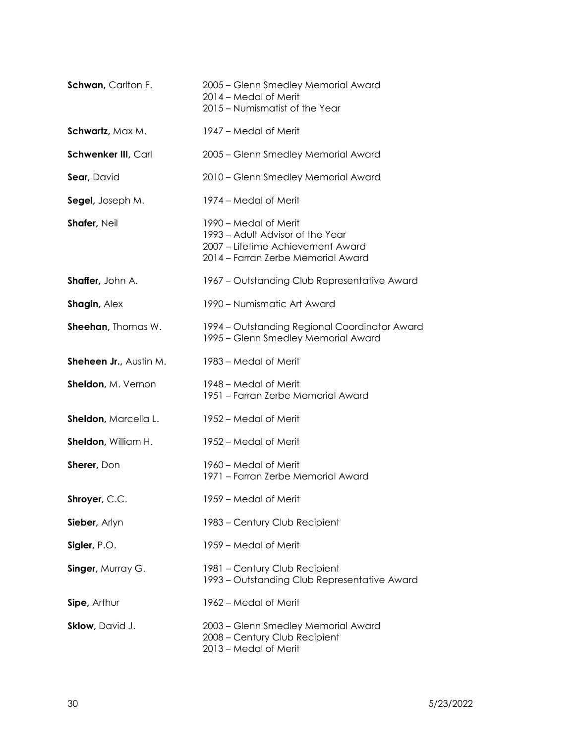**Schwan,** Carlton F.
2005 – Glenn Smedley Memorial Award
2014 – Medal of Merit
2015 – Numismatist of the Year

**Schwartz,** Max M.
1947 – Medal of Merit

**Schwenker III,** Carl
2005 – Glenn Smedley Memorial Award

**Sear,** David
2010 – Glenn Smedley Memorial Award

**Segel,** Joseph M.
1974 – Medal of Merit

**Shafer,** Neil
1990 – Medal of Merit
1993 – Adult Advisor of the Year
2007 – Lifetime Achievement Award
2014 – Farran Zerbe Memorial Award

**Shaffer,** John A.
1967 – Outstanding Club Representative Award

**Shagin,** Alex
1990 – Numismatic Art Award

**Sheehan,** Thomas W.
1994 – Outstanding Regional Coordinator Award
1995 – Glenn Smedley Memorial Award

**Sheheen Jr.,** Austin M.
1983 – Medal of Merit

**Sheldon,** M. Vernon
1948 – Medal of Merit
1951 – Farran Zerbe Memorial Award

**Sheldon,** Marcella L.
1952 – Medal of Merit

**Sheldon,** William H.
1952 – Medal of Merit

**Sherer,** Don
1960 – Medal of Merit
1971 – Farran Zerbe Memorial Award

**Shroyer,** C.C.
1959 – Medal of Merit

**Sieber,** Arlyn
1983 – Century Club Recipient

**Sigler,** P.O.
1959 – Medal of Merit

**Singer,** Murray G.
1981 – Century Club Recipient
1993 – Outstanding Club Representative Award

**Sipe,** Arthur
1962 – Medal of Merit

**Sklow,** David J.
2003 – Glenn Smedley Memorial Award
2008 – Century Club Recipient
2013 – Medal of Merit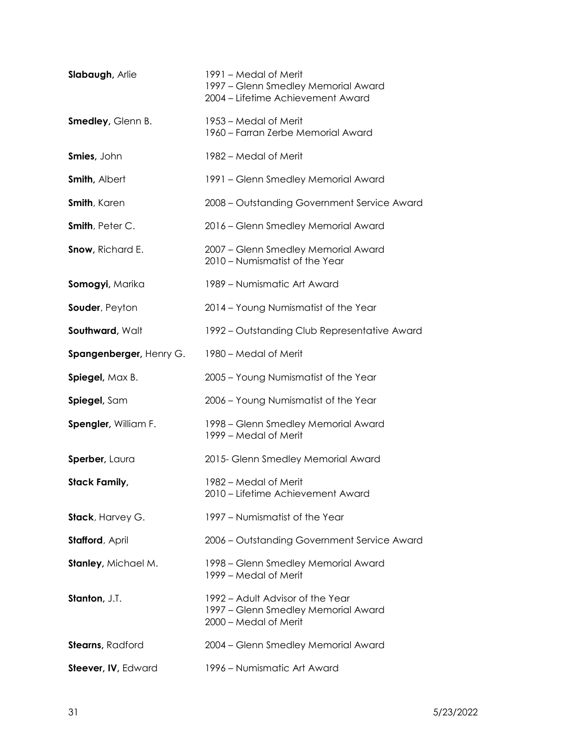**Slabaugh,** Arlie — 1991 – Medal of Merit
1997 – Glenn Smedley Memorial Award
2004 – Lifetime Achievement Award

**Smedley,** Glenn B. — 1953 – Medal of Merit
1960 – Farran Zerbe Memorial Award

**Smies,** John — 1982 – Medal of Merit

**Smith,** Albert — 1991 – Glenn Smedley Memorial Award

**Smith**, Karen — 2008 – Outstanding Government Service Award

**Smith**, Peter C. — 2016 – Glenn Smedley Memorial Award

**Snow,** Richard E. — 2007 – Glenn Smedley Memorial Award
2010 – Numismatist of the Year

**Somogyi,** Marika — 1989 – Numismatic Art Award

**Souder**, Peyton — 2014 – Young Numismatist of the Year

**Southward,** Walt — 1992 – Outstanding Club Representative Award

**Spangenberger,** Henry G. — 1980 – Medal of Merit

**Spiegel,** Max B. — 2005 – Young Numismatist of the Year

**Spiegel,** Sam — 2006 – Young Numismatist of the Year

**Spengler,** William F. — 1998 – Glenn Smedley Memorial Award
1999 – Medal of Merit

**Sperber,** Laura — 2015- Glenn Smedley Memorial Award

**Stack Family,** — 1982 – Medal of Merit
2010 – Lifetime Achievement Award

**Stack**, Harvey G. — 1997 – Numismatist of the Year

**Stafford**, April — 2006 – Outstanding Government Service Award

**Stanley,** Michael M. — 1998 – Glenn Smedley Memorial Award
1999 – Medal of Merit

**Stanton,** J.T. — 1992 – Adult Advisor of the Year
1997 – Glenn Smedley Memorial Award
2000 – Medal of Merit

**Stearns,** Radford — 2004 – Glenn Smedley Memorial Award

**Steever, IV,** Edward — 1996 – Numismatic Art Award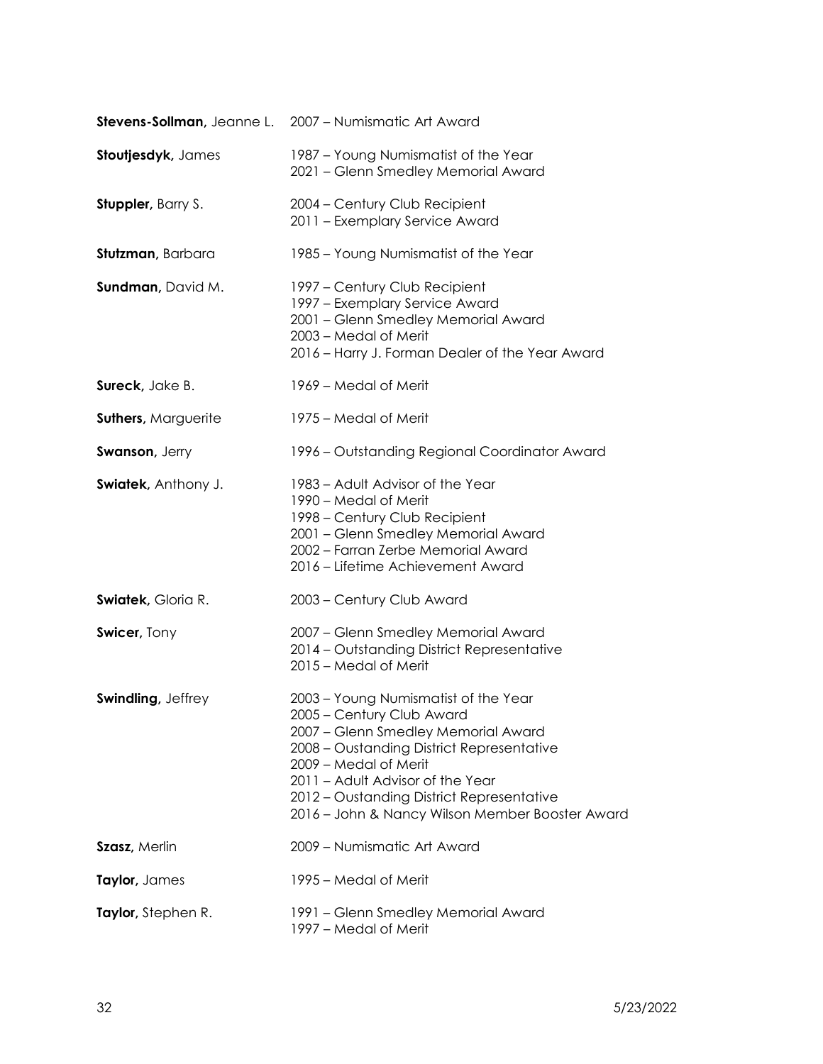| | |
|---|---|
| **Stevens-Sollman,** Jeanne L. | 2007 – Numismatic Art Award |
| **Stoutjesdyk,** James | 1987 – Young Numismatist of the Year<br>2021 – Glenn Smedley Memorial Award |
| **Stuppler,** Barry S. | 2004 – Century Club Recipient<br>2011 – Exemplary Service Award |
| **Stutzman,** Barbara | 1985 – Young Numismatist of the Year |
| **Sundman,** David M. | 1997 – Century Club Recipient<br>1997 – Exemplary Service Award<br>2001 – Glenn Smedley Memorial Award<br>2003 – Medal of Merit<br>2016 – Harry J. Forman Dealer of the Year Award |
| **Sureck,** Jake B. | 1969 – Medal of Merit |
| **Suthers,** Marguerite | 1975 – Medal of Merit |
| **Swanson,** Jerry | 1996 – Outstanding Regional Coordinator Award |
| **Swiatek,** Anthony J. | 1983 – Adult Advisor of the Year<br>1990 – Medal of Merit<br>1998 – Century Club Recipient<br>2001 – Glenn Smedley Memorial Award<br>2002 – Farran Zerbe Memorial Award<br>2016 – Lifetime Achievement Award |
| **Swiatek,** Gloria R. | 2003 – Century Club Award |
| **Swicer,** Tony | 2007 – Glenn Smedley Memorial Award<br>2014 – Outstanding District Representative<br>2015 – Medal of Merit |
| **Swindling,** Jeffrey | 2003 – Young Numismatist of the Year<br>2005 – Century Club Award<br>2007 – Glenn Smedley Memorial Award<br>2008 – Oustanding District Representative<br>2009 – Medal of Merit<br>2011 – Adult Advisor of the Year<br>2012 – Oustanding District Representative<br>2016 – John & Nancy Wilson Member Booster Award |
| **Szasz,** Merlin | 2009 – Numismatic Art Award |
| **Taylor,** James | 1995 – Medal of Merit |
| **Taylor,** Stephen R. | 1991 – Glenn Smedley Memorial Award<br>1997 – Medal of Merit |

5/23/2022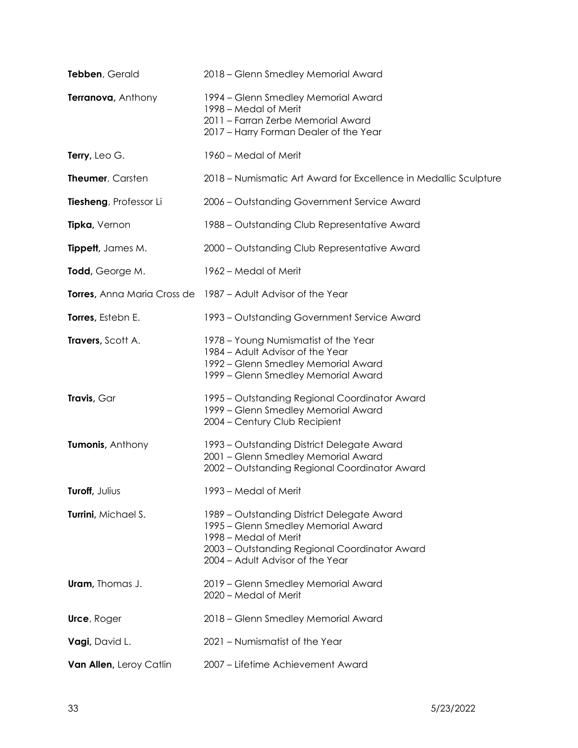**Tebben**, Gerald — 2018 – Glenn Smedley Memorial Award

**Terranova,** Anthony — 1994 – Glenn Smedley Memorial Award
1998 – Medal of Merit
2011 – Farran Zerbe Memorial Award
2017 – Harry Forman Dealer of the Year

**Terry,** Leo G. — 1960 – Medal of Merit

**Theumer**, Carsten — 2018 – Numismatic Art Award for Excellence in Medallic Sculpture

**Tiesheng**, Professor Li — 2006 – Outstanding Government Service Award

**Tipka,** Vernon — 1988 – Outstanding Club Representative Award

**Tippett,** James M. — 2000 – Outstanding Club Representative Award

**Todd,** George M. — 1962 – Medal of Merit

**Torres,** Anna Maria Cross de — 1987 – Adult Advisor of the Year

**Torres,** Estebn E. — 1993 – Outstanding Government Service Award

**Travers,** Scott A. — 1978 – Young Numismatist of the Year
1984 – Adult Advisor of the Year
1992 – Glenn Smedley Memorial Award
1999 – Glenn Smedley Memorial Award

**Travis,** Gar — 1995 – Outstanding Regional Coordinator Award
1999 – Glenn Smedley Memorial Award
2004 – Century Club Recipient

**Tumonis,** Anthony — 1993 – Outstanding District Delegate Award
2001 – Glenn Smedley Memorial Award
2002 – Outstanding Regional Coordinator Award

**Turoff,** Julius — 1993 – Medal of Merit

**Turrini,** Michael S. — 1989 – Outstanding District Delegate Award
1995 – Glenn Smedley Memorial Award
1998 – Medal of Merit
2003 – Outstanding Regional Coordinator Award
2004 – Adult Advisor of the Year

**Uram,** Thomas J. — 2019 – Glenn Smedley Memorial Award
2020 – Medal of Merit

**Urce**, Roger — 2018 – Glenn Smedley Memorial Award

**Vagi,** David L. — 2021 – Numismatist of the Year

**Van Allen,** Leroy Catlin — 2007 – Lifetime Achievement Award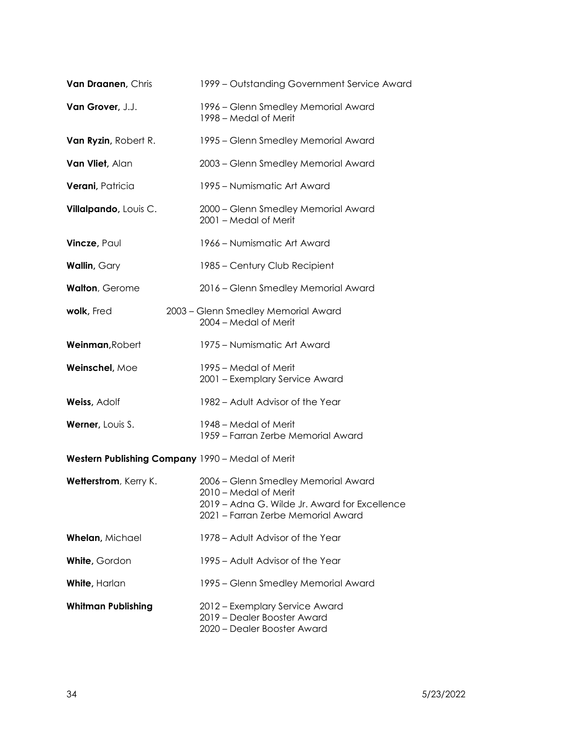| | |
|---|---|
| **Van Draanen,** Chris | 1999 – Outstanding Government Service Award |
| **Van Grover,** J.J. | 1996 – Glenn Smedley Memorial Award<br>1998 – Medal of Merit |
| **Van Ryzin,** Robert R. | 1995 – Glenn Smedley Memorial Award |
| **Van Vliet,** Alan | 2003 – Glenn Smedley Memorial Award |
| **Verani,** Patricia | 1995 – Numismatic Art Award |
| **Villalpando,** Louis C. | 2000 – Glenn Smedley Memorial Award<br>2001 – Medal of Merit |
| **Vincze,** Paul | 1966 – Numismatic Art Award |
| **Wallin,** Gary | 1985 – Century Club Recipient |
| **Walton**, Gerome | 2016 – Glenn Smedley Memorial Award |
| **wolk,** Fred | 2003 – Glenn Smedley Memorial Award<br>2004 – Medal of Merit |
| **Weinman,**Robert | 1975 – Numismatic Art Award |
| **Weinschel,** Moe | 1995 – Medal of Merit<br>2001 – Exemplary Service Award |
| **Weiss,** Adolf | 1982 – Adult Advisor of the Year |
| **Werner,** Louis S. | 1948 – Medal of Merit<br>1959 – Farran Zerbe Memorial Award |
| **Western Publishing Company** | 1990 – Medal of Merit |
| **Wetterstrom**, Kerry K. | 2006 – Glenn Smedley Memorial Award<br>2010 – Medal of Merit<br>2019 – Adna G. Wilde Jr. Award for Excellence<br>2021 – Farran Zerbe Memorial Award |
| **Whelan,** Michael | 1978 – Adult Advisor of the Year |
| **White,** Gordon | 1995 – Adult Advisor of the Year |
| **White,** Harlan | 1995 – Glenn Smedley Memorial Award |
| **Whitman Publishing** | 2012 – Exemplary Service Award<br>2019 – Dealer Booster Award<br>2020 – Dealer Booster Award |

5/23/2022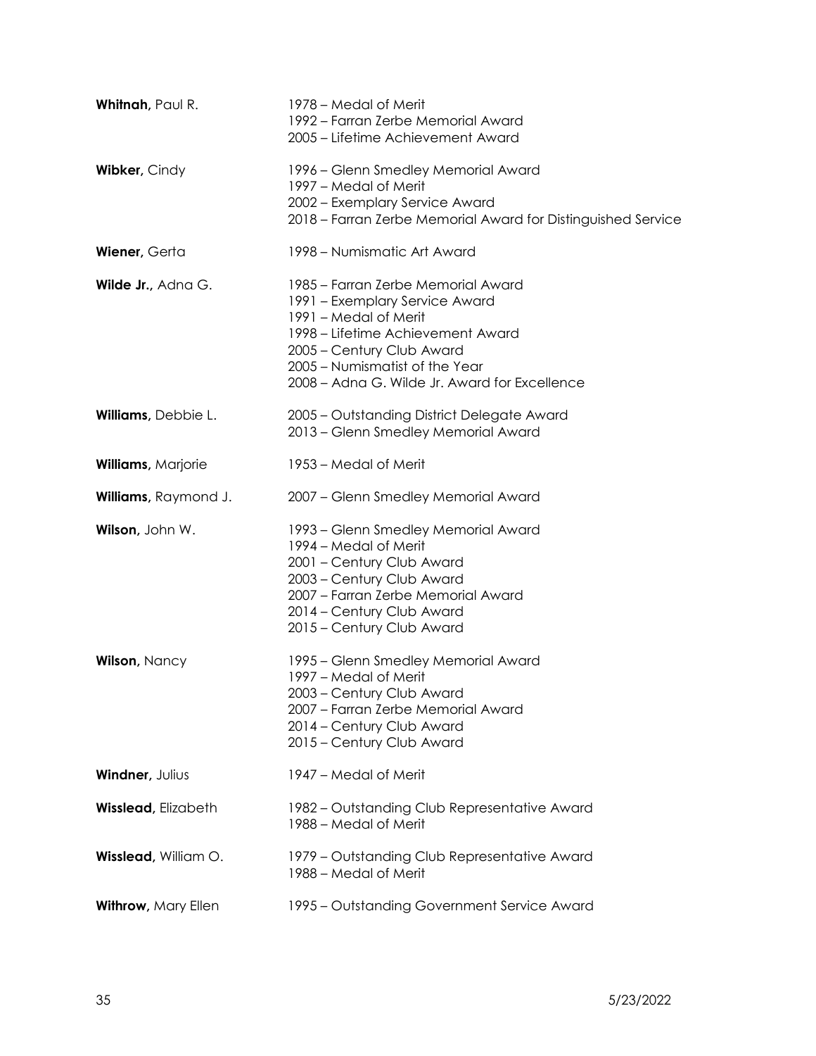**Whitnah,** Paul R.
1978 – Medal of Merit
1992 – Farran Zerbe Memorial Award
2005 – Lifetime Achievement Award

**Wibker,** Cindy
1996 – Glenn Smedley Memorial Award
1997 – Medal of Merit
2002 – Exemplary Service Award
2018 – Farran Zerbe Memorial Award for Distinguished Service

**Wiener,** Gerta
1998 – Numismatic Art Award

**Wilde Jr.,** Adna G.
1985 – Farran Zerbe Memorial Award
1991 – Exemplary Service Award
1991 – Medal of Merit
1998 – Lifetime Achievement Award
2005 – Century Club Award
2005 – Numismatist of the Year
2008 – Adna G. Wilde Jr. Award for Excellence

**Williams,** Debbie L.
2005 – Outstanding District Delegate Award
2013 – Glenn Smedley Memorial Award

**Williams,** Marjorie
1953 – Medal of Merit

**Williams,** Raymond J.
2007 – Glenn Smedley Memorial Award

**Wilson,** John W.
1993 – Glenn Smedley Memorial Award
1994 – Medal of Merit
2001 – Century Club Award
2003 – Century Club Award
2007 – Farran Zerbe Memorial Award
2014 – Century Club Award
2015 – Century Club Award

**Wilson,** Nancy
1995 – Glenn Smedley Memorial Award
1997 – Medal of Merit
2003 – Century Club Award
2007 – Farran Zerbe Memorial Award
2014 – Century Club Award
2015 – Century Club Award

**Windner,** Julius
1947 – Medal of Merit

**Wisslead,** Elizabeth
1982 – Outstanding Club Representative Award
1988 – Medal of Merit

**Wisslead,** William O.
1979 – Outstanding Club Representative Award
1988 – Medal of Merit

**Withrow,** Mary Ellen
1995 – Outstanding Government Service Award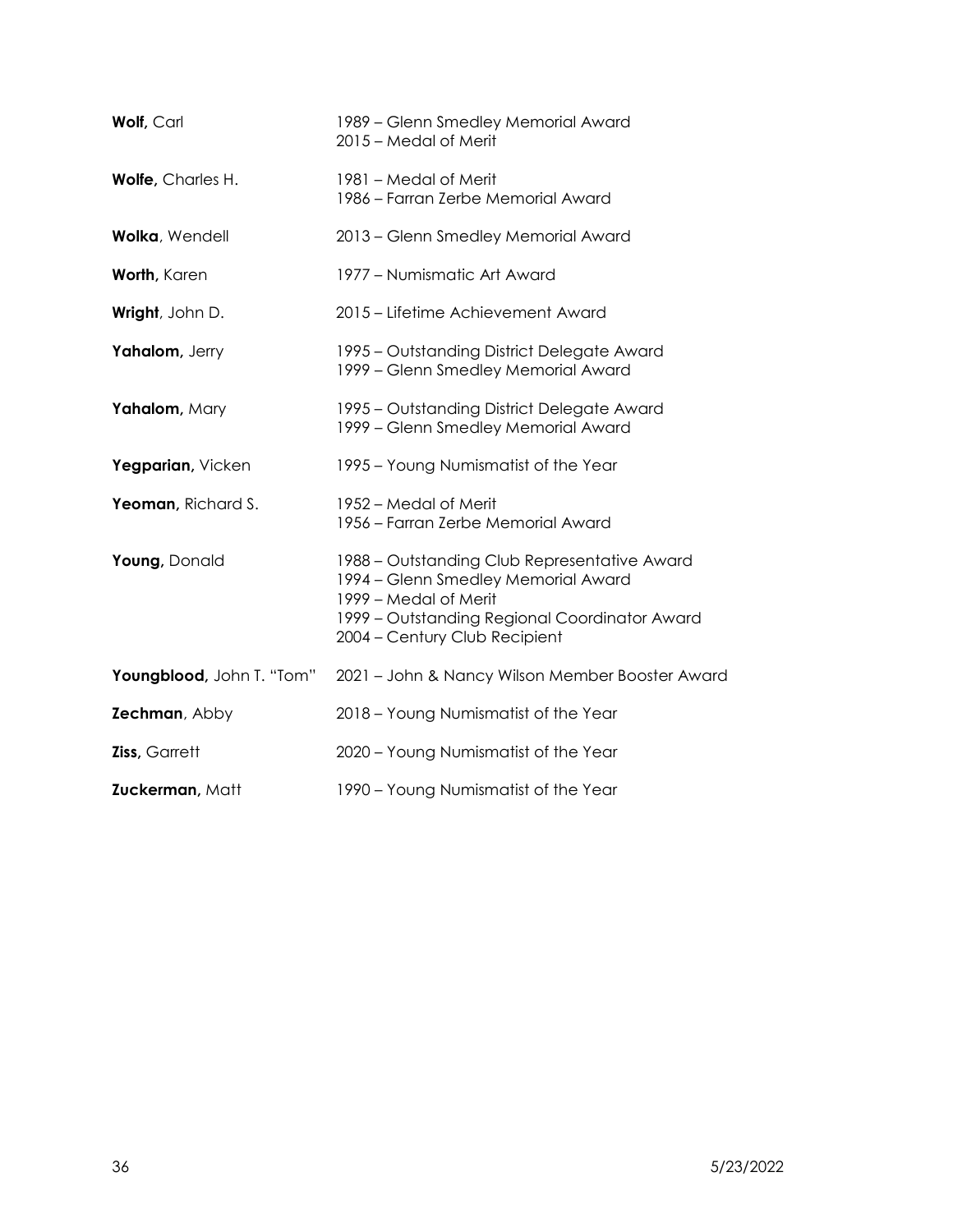| | |
|---|---|
| **Wolf,** Carl | 1989 – Glenn Smedley Memorial Award<br>2015 – Medal of Merit |
| **Wolfe,** Charles H. | 1981 – Medal of Merit<br>1986 – Farran Zerbe Memorial Award |
| **Wolka**, Wendell | 2013 – Glenn Smedley Memorial Award |
| **Worth,** Karen | 1977 – Numismatic Art Award |
| **Wright**, John D. | 2015 – Lifetime Achievement Award |
| **Yahalom,** Jerry | 1995 – Outstanding District Delegate Award<br>1999 – Glenn Smedley Memorial Award |
| **Yahalom,** Mary | 1995 – Outstanding District Delegate Award<br>1999 – Glenn Smedley Memorial Award |
| **Yegparian,** Vicken | 1995 – Young Numismatist of the Year |
| **Yeoman,** Richard S. | 1952 – Medal of Merit<br>1956 – Farran Zerbe Memorial Award |
| **Young,** Donald | 1988 – Outstanding Club Representative Award<br>1994 – Glenn Smedley Memorial Award<br>1999 – Medal of Merit<br>1999 – Outstanding Regional Coordinator Award<br>2004 – Century Club Recipient |
| **Youngblood,** John T. "Tom" | 2021 – John & Nancy Wilson Member Booster Award |
| **Zechman**, Abby | 2018 – Young Numismatist of the Year |
| **Ziss,** Garrett | 2020 – Young Numismatist of the Year |
| **Zuckerman,** Matt | 1990 – Young Numismatist of the Year |